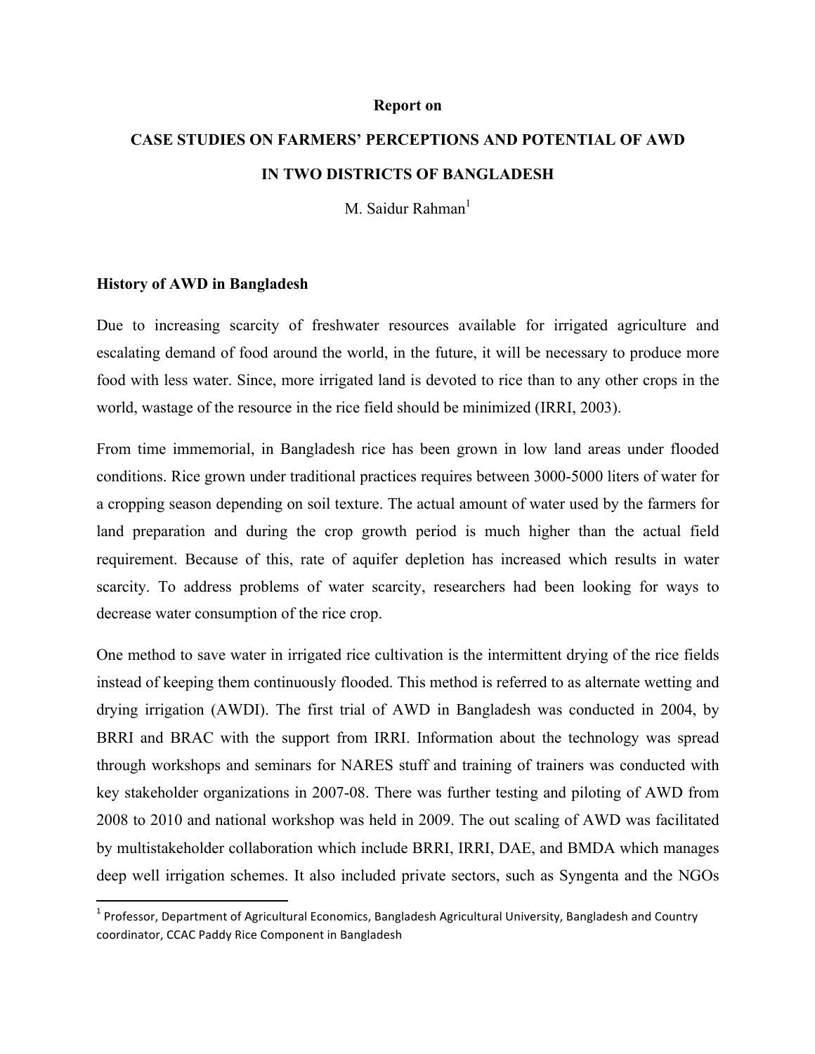**Report on**

# CASE STUDIES ON FARMERS' PERCEPTIONS AND POTENTIAL OF AWD IN TWO DISTRICTS OF BANGLADESH

M. Saidur Rahman[1]

## History of AWD in Bangladesh

Due to increasing scarcity of freshwater resources available for irrigated agriculture and escalating demand of food around the world, in the future, it will be necessary to produce more food with less water. Since, more irrigated land is devoted to rice than to any other crops in the world, wastage of the resource in the rice field should be minimized (IRRI, 2003).

From time immemorial, in Bangladesh rice has been grown in low land areas under flooded conditions. Rice grown under traditional practices requires between 3000-5000 liters of water for a cropping season depending on soil texture. The actual amount of water used by the farmers for land preparation and during the crop growth period is much higher than the actual field requirement. Because of this, rate of aquifer depletion has increased which results in water scarcity. To address problems of water scarcity, researchers had been looking for ways to decrease water consumption of the rice crop.

One method to save water in irrigated rice cultivation is the intermittent drying of the rice fields instead of keeping them continuously flooded. This method is referred to as alternate wetting and drying irrigation (AWDI). The first trial of AWD in Bangladesh was conducted in 2004, by BRRI and BRAC with the support from IRRI. Information about the technology was spread through workshops and seminars for NARES stuff and training of trainers was conducted with key stakeholder organizations in 2007-08. There was further testing and piloting of AWD from 2008 to 2010 and national workshop was held in 2009. The out scaling of AWD was facilitated by multistakeholder collaboration which include BRRI, IRRI, DAE, and BMDA which manages deep well irrigation schemes. It also included private sectors, such as Syngenta and the NGOs

[1] Professor, Department of Agricultural Economics, Bangladesh Agricultural University, Bangladesh and Country coordinator, CCAC Paddy Rice Component in Bangladesh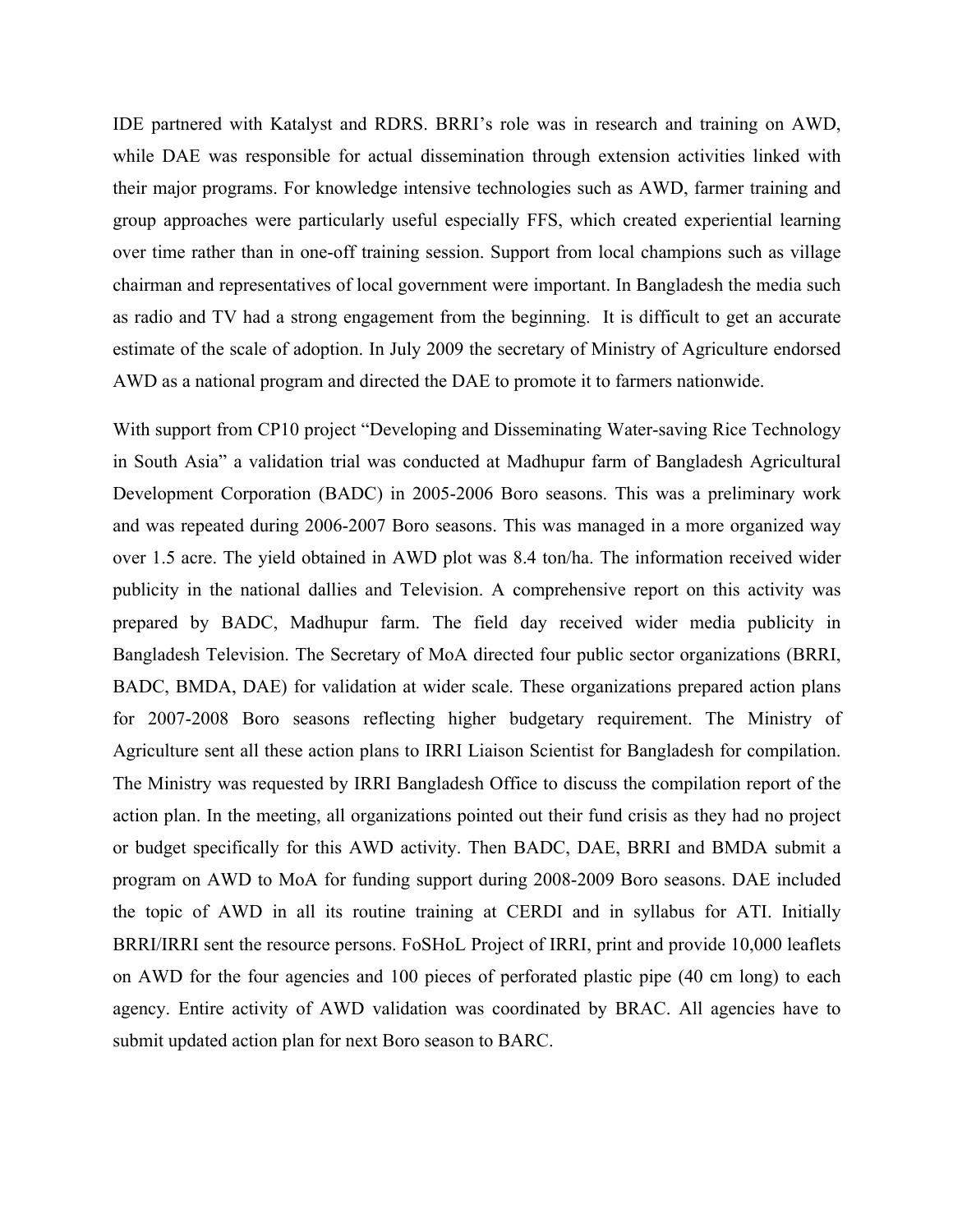IDE partnered with Katalyst and RDRS. BRRI's role was in research and training on AWD, while DAE was responsible for actual dissemination through extension activities linked with their major programs. For knowledge intensive technologies such as AWD, farmer training and group approaches were particularly useful especially FFS, which created experiential learning over time rather than in one-off training session. Support from local champions such as village chairman and representatives of local government were important. In Bangladesh the media such as radio and TV had a strong engagement from the beginning. It is difficult to get an accurate estimate of the scale of adoption. In July 2009 the secretary of Ministry of Agriculture endorsed AWD as a national program and directed the DAE to promote it to farmers nationwide.

With support from CP10 project "Developing and Disseminating Water-saving Rice Technology in South Asia" a validation trial was conducted at Madhupur farm of Bangladesh Agricultural Development Corporation (BADC) in 2005-2006 Boro seasons. This was a preliminary work and was repeated during 2006-2007 Boro seasons. This was managed in a more organized way over 1.5 acre. The yield obtained in AWD plot was 8.4 ton/ha. The information received wider publicity in the national dallies and Television. A comprehensive report on this activity was prepared by BADC, Madhupur farm. The field day received wider media publicity in Bangladesh Television. The Secretary of MoA directed four public sector organizations (BRRI, BADC, BMDA, DAE) for validation at wider scale. These organizations prepared action plans for 2007-2008 Boro seasons reflecting higher budgetary requirement. The Ministry of Agriculture sent all these action plans to IRRI Liaison Scientist for Bangladesh for compilation. The Ministry was requested by IRRI Bangladesh Office to discuss the compilation report of the action plan. In the meeting, all organizations pointed out their fund crisis as they had no project or budget specifically for this AWD activity. Then BADC, DAE, BRRI and BMDA submit a program on AWD to MoA for funding support during 2008-2009 Boro seasons. DAE included the topic of AWD in all its routine training at CERDI and in syllabus for ATI. Initially BRRI/IRRI sent the resource persons. FoSHoL Project of IRRI, print and provide 10,000 leaflets on AWD for the four agencies and 100 pieces of perforated plastic pipe (40 cm long) to each agency. Entire activity of AWD validation was coordinated by BRAC. All agencies have to submit updated action plan for next Boro season to BARC.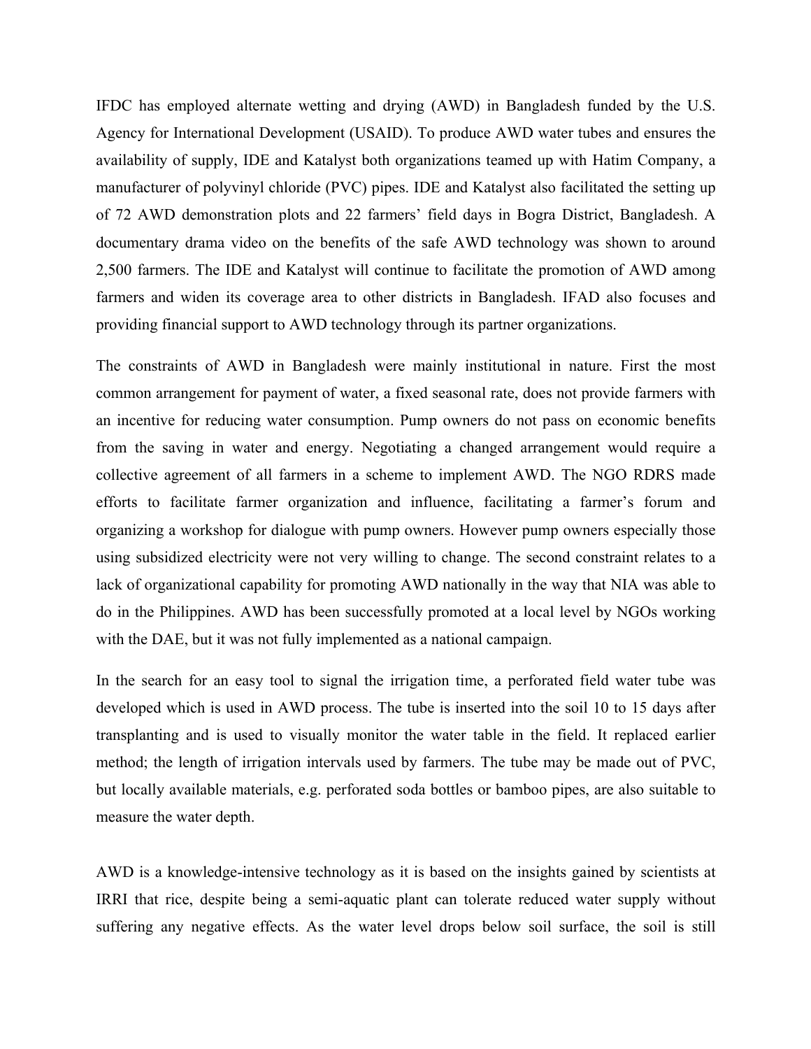IFDC has employed alternate wetting and drying (AWD) in Bangladesh funded by the U.S. Agency for International Development (USAID). To produce AWD water tubes and ensures the availability of supply, IDE and Katalyst both organizations teamed up with Hatim Company, a manufacturer of polyvinyl chloride (PVC) pipes. IDE and Katalyst also facilitated the setting up of 72 AWD demonstration plots and 22 farmers' field days in Bogra District, Bangladesh. A documentary drama video on the benefits of the safe AWD technology was shown to around 2,500 farmers. The IDE and Katalyst will continue to facilitate the promotion of AWD among farmers and widen its coverage area to other districts in Bangladesh. IFAD also focuses and providing financial support to AWD technology through its partner organizations.

The constraints of AWD in Bangladesh were mainly institutional in nature. First the most common arrangement for payment of water, a fixed seasonal rate, does not provide farmers with an incentive for reducing water consumption. Pump owners do not pass on economic benefits from the saving in water and energy. Negotiating a changed arrangement would require a collective agreement of all farmers in a scheme to implement AWD. The NGO RDRS made efforts to facilitate farmer organization and influence, facilitating a farmer's forum and organizing a workshop for dialogue with pump owners. However pump owners especially those using subsidized electricity were not very willing to change. The second constraint relates to a lack of organizational capability for promoting AWD nationally in the way that NIA was able to do in the Philippines. AWD has been successfully promoted at a local level by NGOs working with the DAE, but it was not fully implemented as a national campaign.

In the search for an easy tool to signal the irrigation time, a perforated field water tube was developed which is used in AWD process. The tube is inserted into the soil 10 to 15 days after transplanting and is used to visually monitor the water table in the field. It replaced earlier method; the length of irrigation intervals used by farmers. The tube may be made out of PVC, but locally available materials, e.g. perforated soda bottles or bamboo pipes, are also suitable to measure the water depth.

AWD is a knowledge-intensive technology as it is based on the insights gained by scientists at IRRI that rice, despite being a semi-aquatic plant can tolerate reduced water supply without suffering any negative effects. As the water level drops below soil surface, the soil is still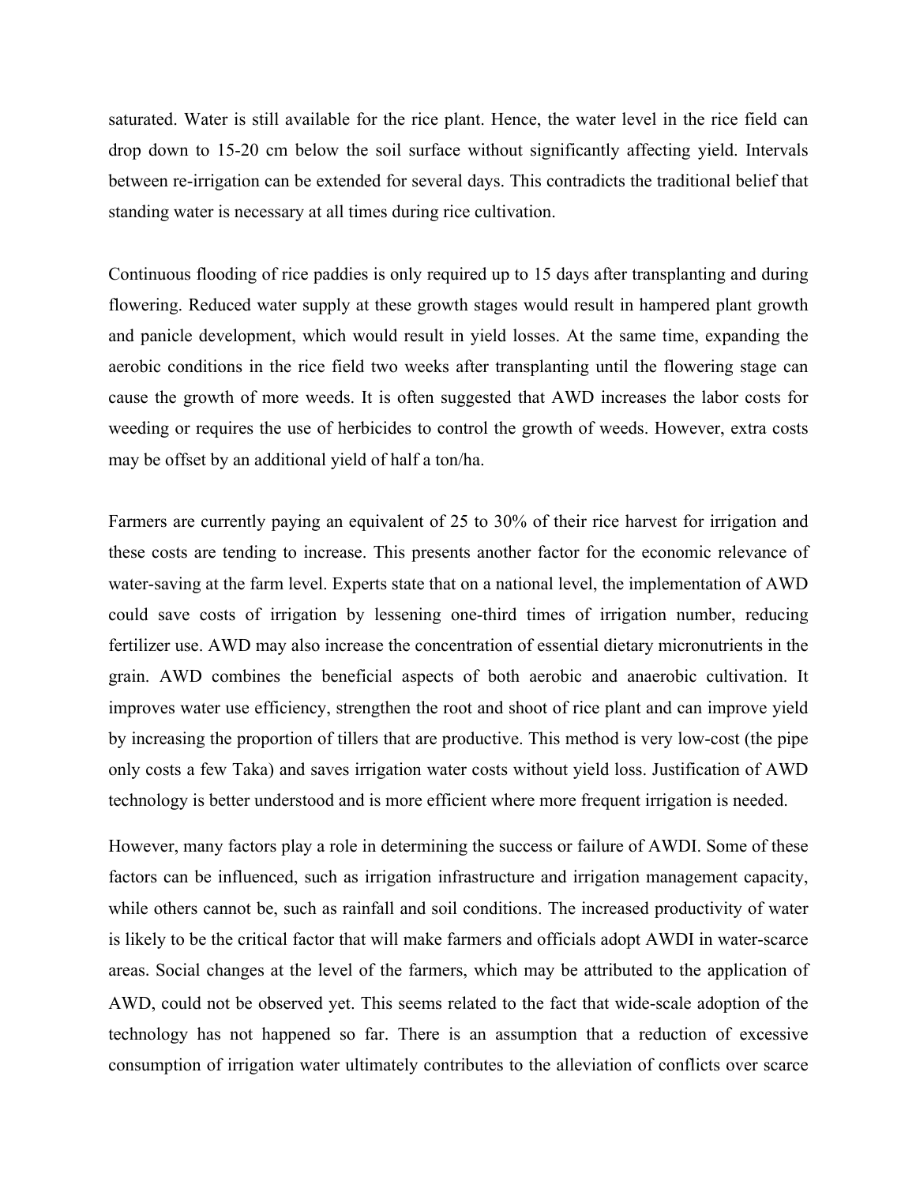saturated. Water is still available for the rice plant. Hence, the water level in the rice field can drop down to 15-20 cm below the soil surface without significantly affecting yield. Intervals between re-irrigation can be extended for several days. This contradicts the traditional belief that standing water is necessary at all times during rice cultivation.

Continuous flooding of rice paddies is only required up to 15 days after transplanting and during flowering. Reduced water supply at these growth stages would result in hampered plant growth and panicle development, which would result in yield losses. At the same time, expanding the aerobic conditions in the rice field two weeks after transplanting until the flowering stage can cause the growth of more weeds. It is often suggested that AWD increases the labor costs for weeding or requires the use of herbicides to control the growth of weeds. However, extra costs may be offset by an additional yield of half a ton/ha.

Farmers are currently paying an equivalent of 25 to 30% of their rice harvest for irrigation and these costs are tending to increase. This presents another factor for the economic relevance of water-saving at the farm level. Experts state that on a national level, the implementation of AWD could save costs of irrigation by lessening one-third times of irrigation number, reducing fertilizer use. AWD may also increase the concentration of essential dietary micronutrients in the grain. AWD combines the beneficial aspects of both aerobic and anaerobic cultivation. It improves water use efficiency, strengthen the root and shoot of rice plant and can improve yield by increasing the proportion of tillers that are productive. This method is very low-cost (the pipe only costs a few Taka) and saves irrigation water costs without yield loss. Justification of AWD technology is better understood and is more efficient where more frequent irrigation is needed.

However, many factors play a role in determining the success or failure of AWDI. Some of these factors can be influenced, such as irrigation infrastructure and irrigation management capacity, while others cannot be, such as rainfall and soil conditions. The increased productivity of water is likely to be the critical factor that will make farmers and officials adopt AWDI in water-scarce areas. Social changes at the level of the farmers, which may be attributed to the application of AWD, could not be observed yet. This seems related to the fact that wide-scale adoption of the technology has not happened so far. There is an assumption that a reduction of excessive consumption of irrigation water ultimately contributes to the alleviation of conflicts over scarce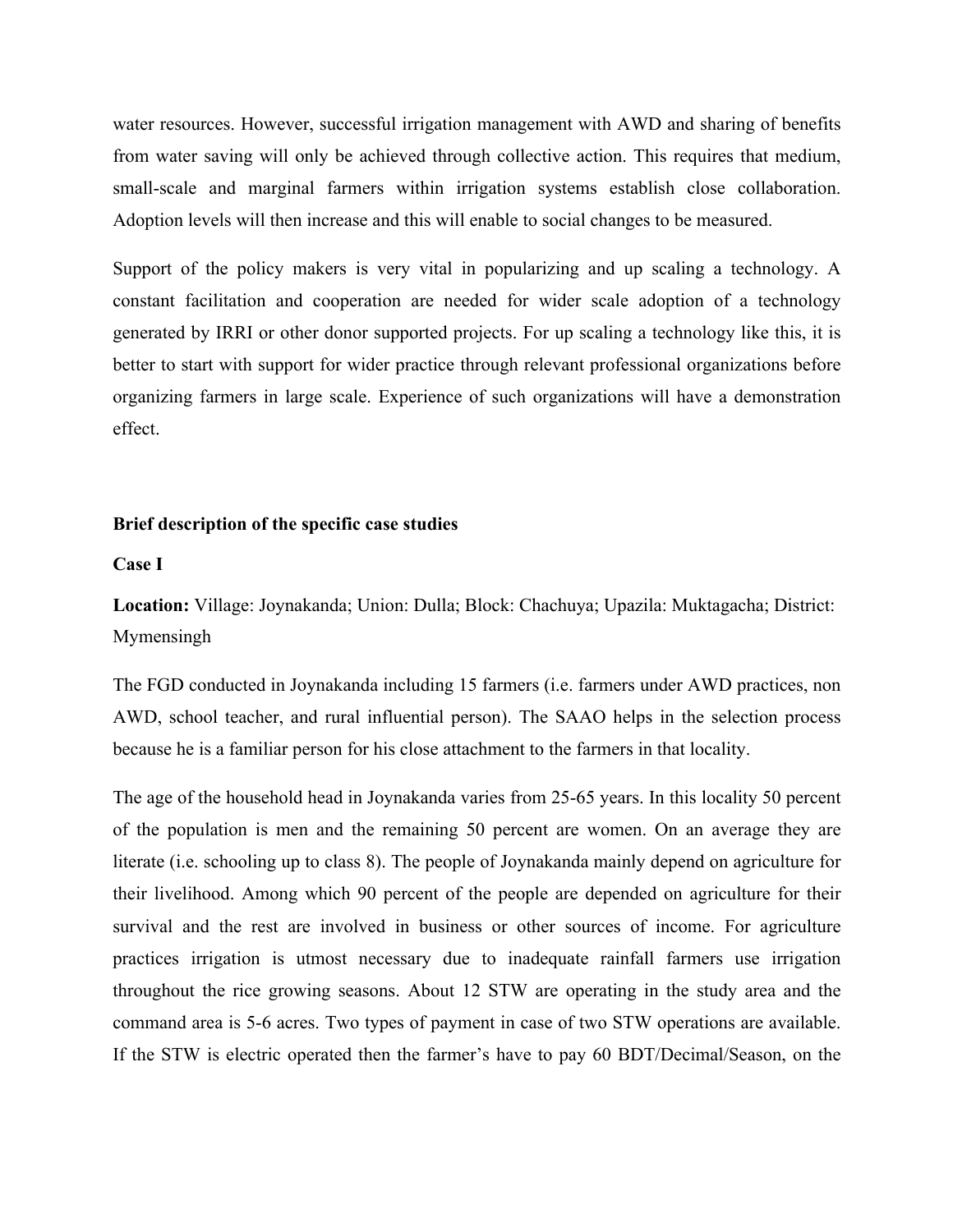water resources. However, successful irrigation management with AWD and sharing of benefits from water saving will only be achieved through collective action. This requires that medium, small-scale and marginal farmers within irrigation systems establish close collaboration. Adoption levels will then increase and this will enable to social changes to be measured.

Support of the policy makers is very vital in popularizing and up scaling a technology. A constant facilitation and cooperation are needed for wider scale adoption of a technology generated by IRRI or other donor supported projects. For up scaling a technology like this, it is better to start with support for wider practice through relevant professional organizations before organizing farmers in large scale. Experience of such organizations will have a demonstration effect.

**Brief description of the specific case studies**

**Case I**

**Location:** Village: Joynakanda; Union: Dulla; Block: Chachuya; Upazila: Muktagacha; District: Mymensingh

The FGD conducted in Joynakanda including 15 farmers (i.e. farmers under AWD practices, non AWD, school teacher, and rural influential person). The SAAO helps in the selection process because he is a familiar person for his close attachment to the farmers in that locality.

The age of the household head in Joynakanda varies from 25-65 years. In this locality 50 percent of the population is men and the remaining 50 percent are women. On an average they are literate (i.e. schooling up to class 8). The people of Joynakanda mainly depend on agriculture for their livelihood. Among which 90 percent of the people are depended on agriculture for their survival and the rest are involved in business or other sources of income. For agriculture practices irrigation is utmost necessary due to inadequate rainfall farmers use irrigation throughout the rice growing seasons. About 12 STW are operating in the study area and the command area is 5-6 acres. Two types of payment in case of two STW operations are available. If the STW is electric operated then the farmer's have to pay 60 BDT/Decimal/Season, on the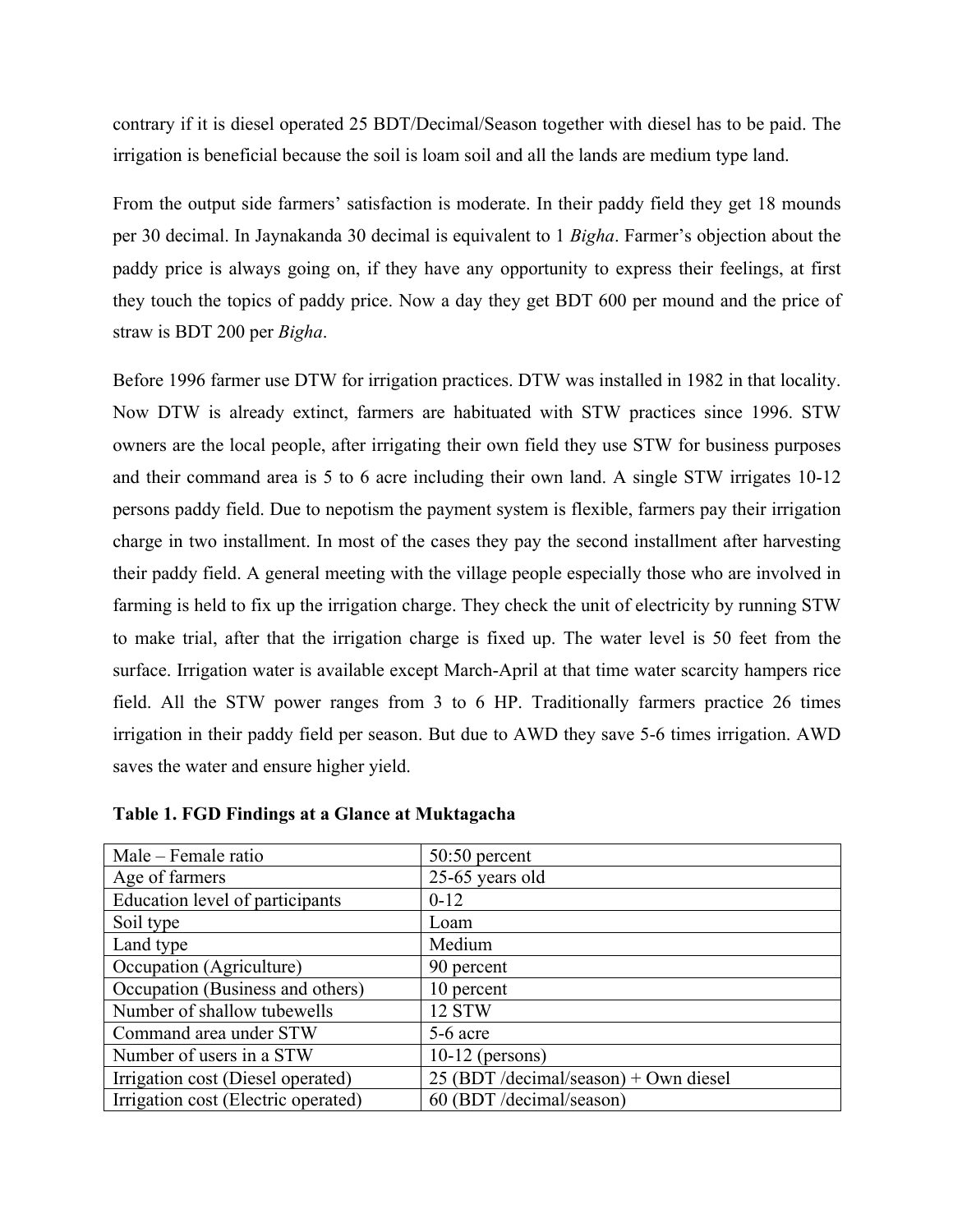contrary if it is diesel operated 25 BDT/Decimal/Season together with diesel has to be paid. The irrigation is beneficial because the soil is loam soil and all the lands are medium type land.

From the output side farmers' satisfaction is moderate. In their paddy field they get 18 mounds per 30 decimal. In Jaynakanda 30 decimal is equivalent to 1 *Bigha*. Farmer's objection about the paddy price is always going on, if they have any opportunity to express their feelings, at first they touch the topics of paddy price. Now a day they get BDT 600 per mound and the price of straw is BDT 200 per *Bigha*.

Before 1996 farmer use DTW for irrigation practices. DTW was installed in 1982 in that locality. Now DTW is already extinct, farmers are habituated with STW practices since 1996. STW owners are the local people, after irrigating their own field they use STW for business purposes and their command area is 5 to 6 acre including their own land. A single STW irrigates 10-12 persons paddy field. Due to nepotism the payment system is flexible, farmers pay their irrigation charge in two installment. In most of the cases they pay the second installment after harvesting their paddy field. A general meeting with the village people especially those who are involved in farming is held to fix up the irrigation charge. They check the unit of electricity by running STW to make trial, after that the irrigation charge is fixed up. The water level is 50 feet from the surface. Irrigation water is available except March-April at that time water scarcity hampers rice field. All the STW power ranges from 3 to 6 HP. Traditionally farmers practice 26 times irrigation in their paddy field per season. But due to AWD they save 5-6 times irrigation. AWD saves the water and ensure higher yield.

**Table 1. FGD Findings at a Glance at Muktagacha**

| Male – Female ratio | 50:50 percent |
|---|---|
| Age of farmers | 25-65 years old |
| Education level of participants | 0-12 |
| Soil type | Loam |
| Land type | Medium |
| Occupation (Agriculture) | 90 percent |
| Occupation (Business and others) | 10 percent |
| Number of shallow tubewells | 12 STW |
| Command area under STW | 5-6 acre |
| Number of users in a STW | 10-12 (persons) |
| Irrigation cost (Diesel operated) | 25 (BDT /decimal/season) + Own diesel |
| Irrigation cost (Electric operated) | 60 (BDT /decimal/season) |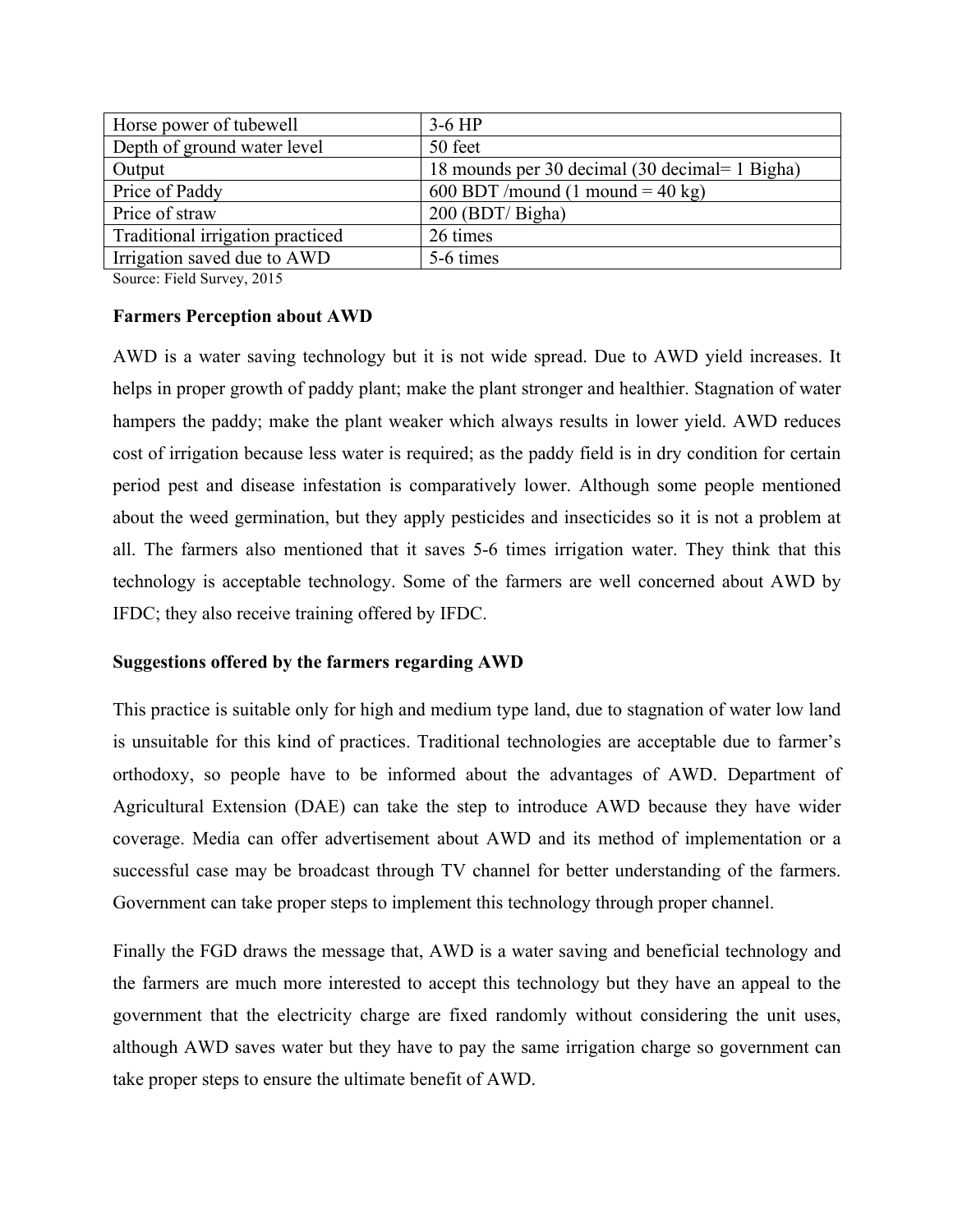| Horse power of tubewell | 3-6 HP |
| --- | --- |
| Depth of ground water level | 50 feet |
| Output | 18 mounds per 30 decimal (30 decimal= 1 Bigha) |
| Price of Paddy | 600 BDT /mound (1 mound = 40 kg) |
| Price of straw | 200 (BDT/ Bigha) |
| Traditional irrigation practiced | 26 times |
| Irrigation saved due to AWD | 5-6 times |

Source: Field Survey, 2015

**Farmers Perception about AWD**

AWD is a water saving technology but it is not wide spread. Due to AWD yield increases. It helps in proper growth of paddy plant; make the plant stronger and healthier. Stagnation of water hampers the paddy; make the plant weaker which always results in lower yield. AWD reduces cost of irrigation because less water is required; as the paddy field is in dry condition for certain period pest and disease infestation is comparatively lower. Although some people mentioned about the weed germination, but they apply pesticides and insecticides so it is not a problem at all. The farmers also mentioned that it saves 5-6 times irrigation water. They think that this technology is acceptable technology. Some of the farmers are well concerned about AWD by IFDC; they also receive training offered by IFDC.

**Suggestions offered by the farmers regarding AWD**

This practice is suitable only for high and medium type land, due to stagnation of water low land is unsuitable for this kind of practices. Traditional technologies are acceptable due to farmer's orthodoxy, so people have to be informed about the advantages of AWD. Department of Agricultural Extension (DAE) can take the step to introduce AWD because they have wider coverage. Media can offer advertisement about AWD and its method of implementation or a successful case may be broadcast through TV channel for better understanding of the farmers. Government can take proper steps to implement this technology through proper channel.

Finally the FGD draws the message that, AWD is a water saving and beneficial technology and the farmers are much more interested to accept this technology but they have an appeal to the government that the electricity charge are fixed randomly without considering the unit uses, although AWD saves water but they have to pay the same irrigation charge so government can take proper steps to ensure the ultimate benefit of AWD.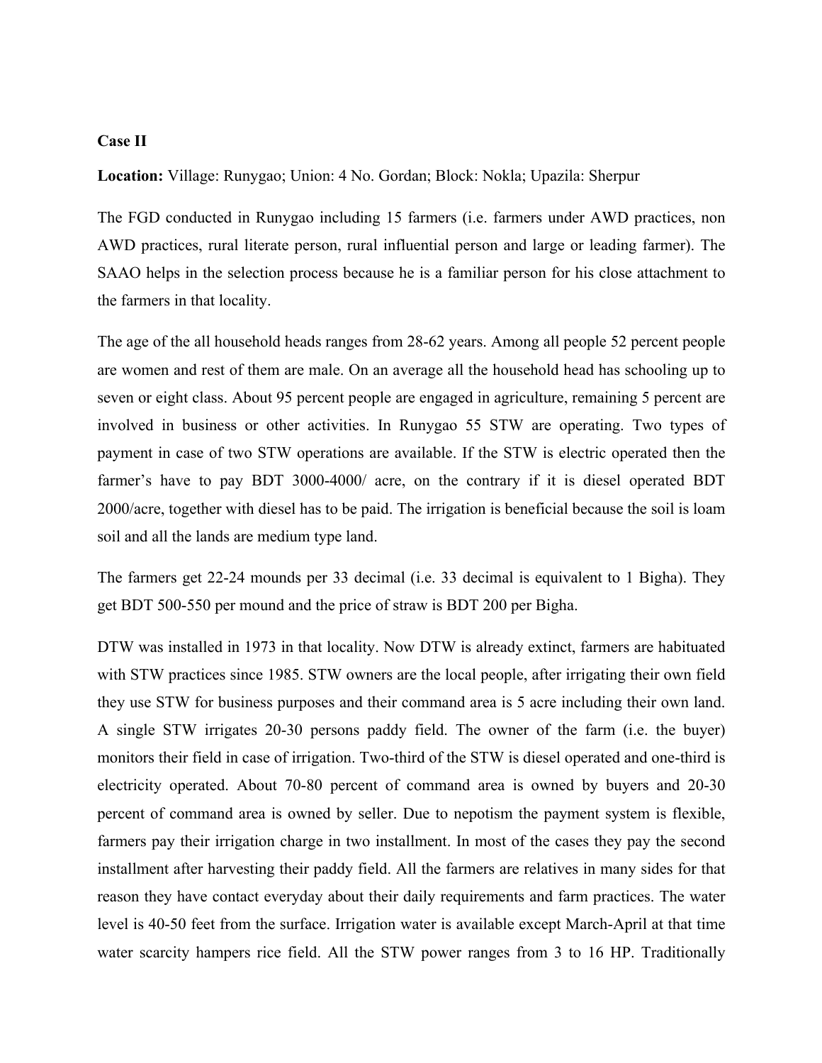**Case II**

**Location:** Village: Runygao; Union: 4 No. Gordan; Block: Nokla; Upazila: Sherpur

The FGD conducted in Runygao including 15 farmers (i.e. farmers under AWD practices, non AWD practices, rural literate person, rural influential person and large or leading farmer). The SAAO helps in the selection process because he is a familiar person for his close attachment to the farmers in that locality.

The age of the all household heads ranges from 28-62 years. Among all people 52 percent people are women and rest of them are male. On an average all the household head has schooling up to seven or eight class. About 95 percent people are engaged in agriculture, remaining 5 percent are involved in business or other activities. In Runygao 55 STW are operating. Two types of payment in case of two STW operations are available. If the STW is electric operated then the farmer's have to pay BDT 3000-4000/ acre, on the contrary if it is diesel operated BDT 2000/acre, together with diesel has to be paid. The irrigation is beneficial because the soil is loam soil and all the lands are medium type land.

The farmers get 22-24 mounds per 33 decimal (i.e. 33 decimal is equivalent to 1 Bigha). They get BDT 500-550 per mound and the price of straw is BDT 200 per Bigha.

DTW was installed in 1973 in that locality. Now DTW is already extinct, farmers are habituated with STW practices since 1985. STW owners are the local people, after irrigating their own field they use STW for business purposes and their command area is 5 acre including their own land. A single STW irrigates 20-30 persons paddy field. The owner of the farm (i.e. the buyer) monitors their field in case of irrigation. Two-third of the STW is diesel operated and one-third is electricity operated. About 70-80 percent of command area is owned by buyers and 20-30 percent of command area is owned by seller. Due to nepotism the payment system is flexible, farmers pay their irrigation charge in two installment. In most of the cases they pay the second installment after harvesting their paddy field. All the farmers are relatives in many sides for that reason they have contact everyday about their daily requirements and farm practices. The water level is 40-50 feet from the surface. Irrigation water is available except March-April at that time water scarcity hampers rice field. All the STW power ranges from 3 to 16 HP. Traditionally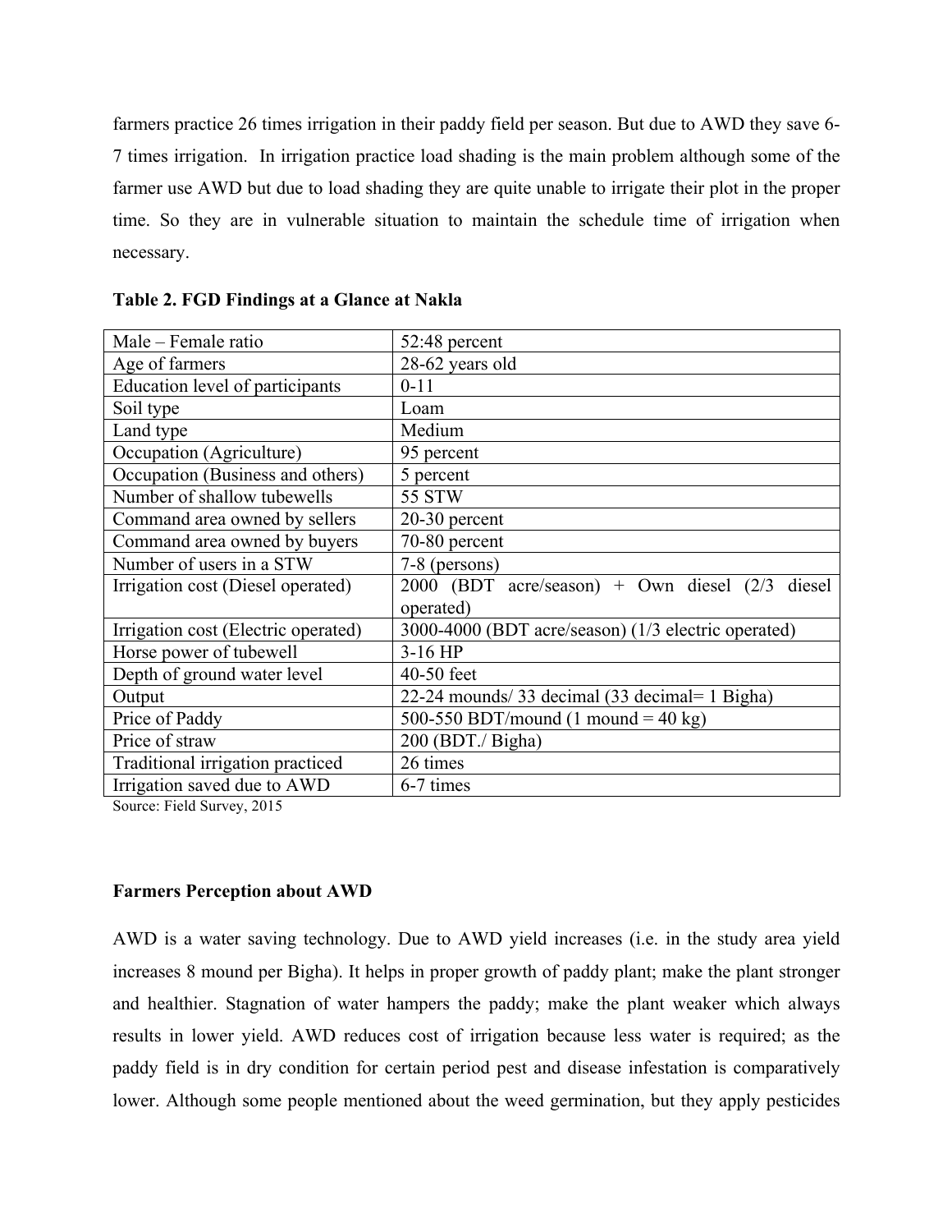farmers practice 26 times irrigation in their paddy field per season. But due to AWD they save 6-7 times irrigation. In irrigation practice load shading is the main problem although some of the farmer use AWD but due to load shading they are quite unable to irrigate their plot in the proper time. So they are in vulnerable situation to maintain the schedule time of irrigation when necessary.

**Table 2. FGD Findings at a Glance at Nakla**

| | |
|---|---|
| Male – Female ratio | 52:48 percent |
| Age of farmers | 28-62 years old |
| Education level of participants | 0-11 |
| Soil type | Loam |
| Land type | Medium |
| Occupation (Agriculture) | 95 percent |
| Occupation (Business and others) | 5 percent |
| Number of shallow tubewells | 55 STW |
| Command area owned by sellers | 20-30 percent |
| Command area owned by buyers | 70-80 percent |
| Number of users in a STW | 7-8 (persons) |
| Irrigation cost (Diesel operated) | 2000 (BDT acre/season) + Own diesel (2/3 diesel operated) |
| Irrigation cost (Electric operated) | 3000-4000 (BDT acre/season) (1/3 electric operated) |
| Horse power of tubewell | 3-16 HP |
| Depth of ground water level | 40-50 feet |
| Output | 22-24 mounds/ 33 decimal (33 decimal= 1 Bigha) |
| Price of Paddy | 500-550 BDT/mound (1 mound = 40 kg) |
| Price of straw | 200 (BDT./ Bigha) |
| Traditional irrigation practiced | 26 times |
| Irrigation saved due to AWD | 6-7 times |

Source: Field Survey, 2015

**Farmers Perception about AWD**

AWD is a water saving technology. Due to AWD yield increases (i.e. in the study area yield increases 8 mound per Bigha). It helps in proper growth of paddy plant; make the plant stronger and healthier. Stagnation of water hampers the paddy; make the plant weaker which always results in lower yield. AWD reduces cost of irrigation because less water is required; as the paddy field is in dry condition for certain period pest and disease infestation is comparatively lower. Although some people mentioned about the weed germination, but they apply pesticides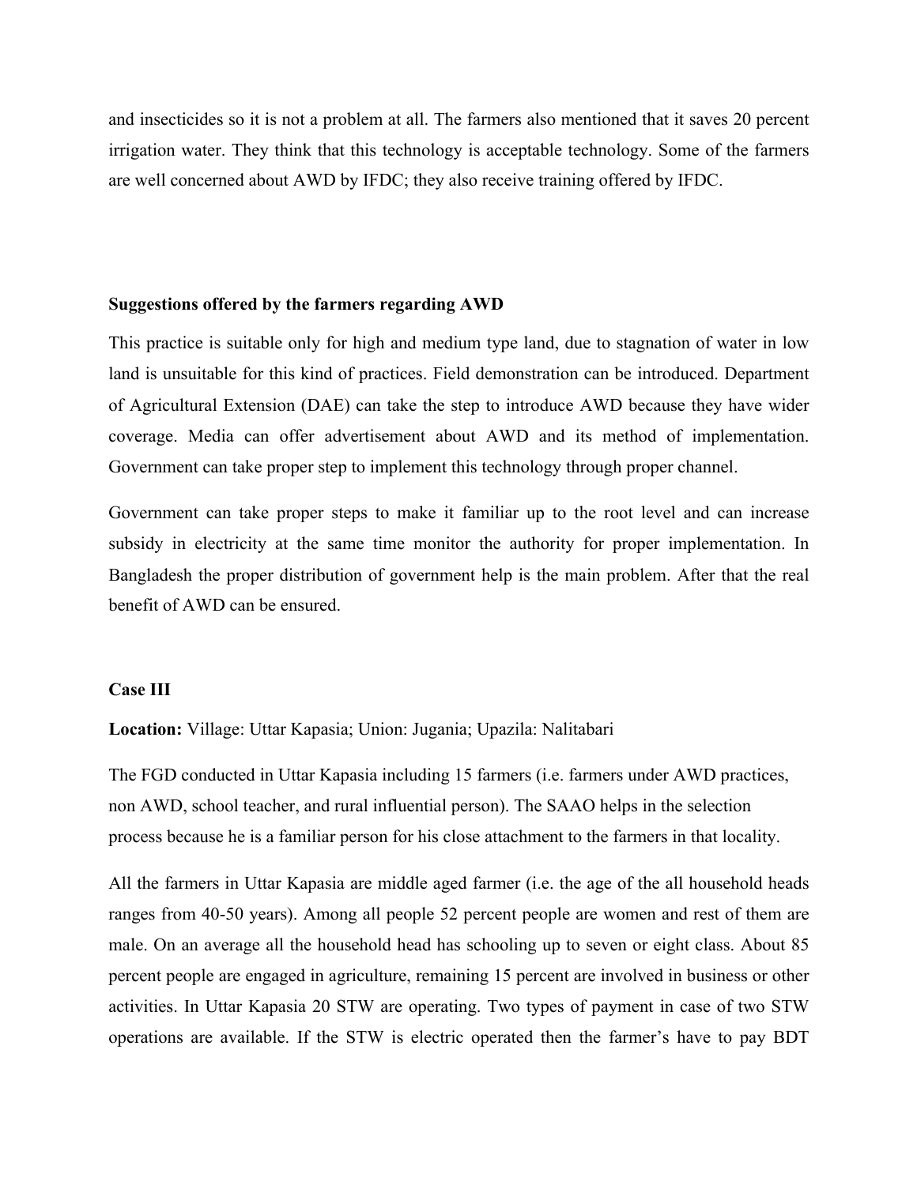and insecticides so it is not a problem at all. The farmers also mentioned that it saves 20 percent irrigation water. They think that this technology is acceptable technology. Some of the farmers are well concerned about AWD by IFDC; they also receive training offered by IFDC.

**Suggestions offered by the farmers regarding AWD**

This practice is suitable only for high and medium type land, due to stagnation of water in low land is unsuitable for this kind of practices. Field demonstration can be introduced. Department of Agricultural Extension (DAE) can take the step to introduce AWD because they have wider coverage. Media can offer advertisement about AWD and its method of implementation. Government can take proper step to implement this technology through proper channel.

Government can take proper steps to make it familiar up to the root level and can increase subsidy in electricity at the same time monitor the authority for proper implementation. In Bangladesh the proper distribution of government help is the main problem. After that the real benefit of AWD can be ensured.

**Case III**

**Location:** Village: Uttar Kapasia; Union: Jugania; Upazila: Nalitabari

The FGD conducted in Uttar Kapasia including 15 farmers (i.e. farmers under AWD practices, non AWD, school teacher, and rural influential person). The SAAO helps in the selection process because he is a familiar person for his close attachment to the farmers in that locality.

All the farmers in Uttar Kapasia are middle aged farmer (i.e. the age of the all household heads ranges from 40-50 years). Among all people 52 percent people are women and rest of them are male. On an average all the household head has schooling up to seven or eight class. About 85 percent people are engaged in agriculture, remaining 15 percent are involved in business or other activities. In Uttar Kapasia 20 STW are operating. Two types of payment in case of two STW operations are available. If the STW is electric operated then the farmer's have to pay BDT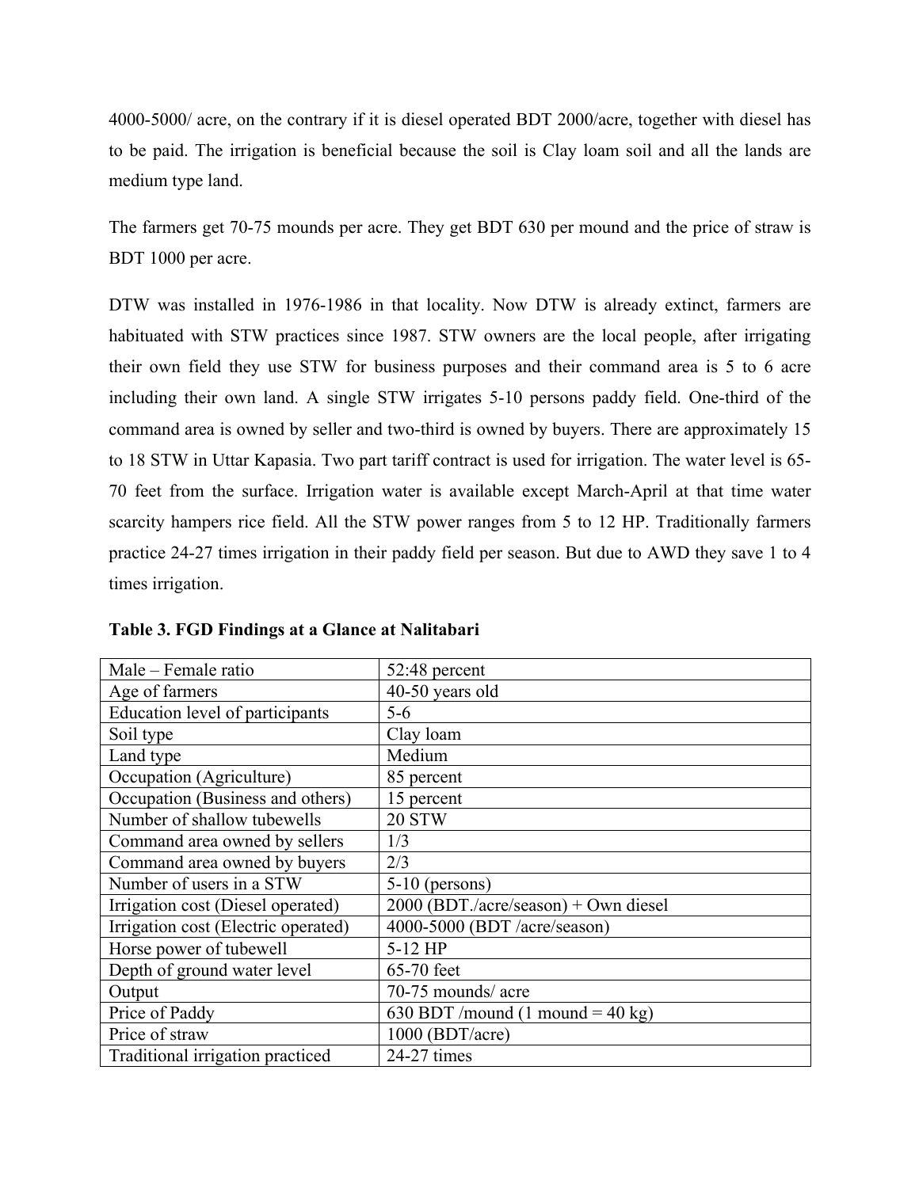4000-5000/ acre, on the contrary if it is diesel operated BDT 2000/acre, together with diesel has to be paid. The irrigation is beneficial because the soil is Clay loam soil and all the lands are medium type land.

The farmers get 70-75 mounds per acre. They get BDT 630 per mound and the price of straw is BDT 1000 per acre.

DTW was installed in 1976-1986 in that locality. Now DTW is already extinct, farmers are habituated with STW practices since 1987. STW owners are the local people, after irrigating their own field they use STW for business purposes and their command area is 5 to 6 acre including their own land. A single STW irrigates 5-10 persons paddy field. One-third of the command area is owned by seller and two-third is owned by buyers. There are approximately 15 to 18 STW in Uttar Kapasia. Two part tariff contract is used for irrigation. The water level is 65-70 feet from the surface. Irrigation water is available except March-April at that time water scarcity hampers rice field. All the STW power ranges from 5 to 12 HP. Traditionally farmers practice 24-27 times irrigation in their paddy field per season. But due to AWD they save 1 to 4 times irrigation.

**Table 3. FGD Findings at a Glance at Nalitabari**

| | |
|---|---|
| Male – Female ratio | 52:48 percent |
| Age of farmers | 40-50 years old |
| Education level of participants | 5-6 |
| Soil type | Clay loam |
| Land type | Medium |
| Occupation (Agriculture) | 85 percent |
| Occupation (Business and others) | 15 percent |
| Number of shallow tubewells | 20 STW |
| Command area owned by sellers | 1/3 |
| Command area owned by buyers | 2/3 |
| Number of users in a STW | 5-10 (persons) |
| Irrigation cost (Diesel operated) | 2000 (BDT./acre/season) + Own diesel |
| Irrigation cost (Electric operated) | 4000-5000 (BDT /acre/season) |
| Horse power of tubewell | 5-12 HP |
| Depth of ground water level | 65-70 feet |
| Output | 70-75 mounds/ acre |
| Price of Paddy | 630 BDT /mound (1 mound = 40 kg) |
| Price of straw | 1000 (BDT/acre) |
| Traditional irrigation practiced | 24-27 times |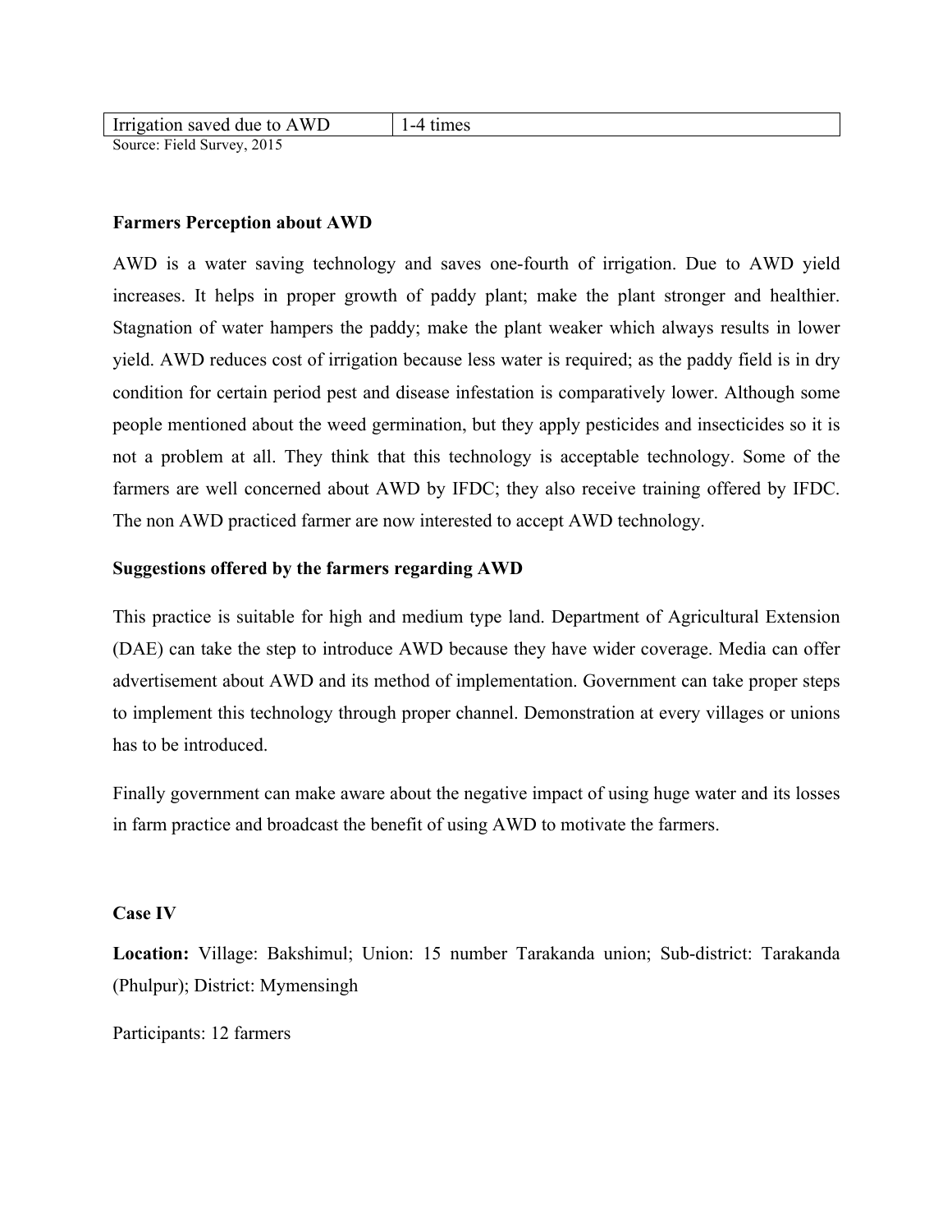| Irrigation saved due to AWD | 1-4 times |
|---|---|

Source: Field Survey, 2015

**Farmers Perception about AWD**

AWD is a water saving technology and saves one-fourth of irrigation. Due to AWD yield increases. It helps in proper growth of paddy plant; make the plant stronger and healthier. Stagnation of water hampers the paddy; make the plant weaker which always results in lower yield. AWD reduces cost of irrigation because less water is required; as the paddy field is in dry condition for certain period pest and disease infestation is comparatively lower. Although some people mentioned about the weed germination, but they apply pesticides and insecticides so it is not a problem at all. They think that this technology is acceptable technology. Some of the farmers are well concerned about AWD by IFDC; they also receive training offered by IFDC. The non AWD practiced farmer are now interested to accept AWD technology.

**Suggestions offered by the farmers regarding AWD**

This practice is suitable for high and medium type land. Department of Agricultural Extension (DAE) can take the step to introduce AWD because they have wider coverage. Media can offer advertisement about AWD and its method of implementation. Government can take proper steps to implement this technology through proper channel. Demonstration at every villages or unions has to be introduced.

Finally government can make aware about the negative impact of using huge water and its losses in farm practice and broadcast the benefit of using AWD to motivate the farmers.

**Case IV**

**Location:** Village: Bakshimul; Union: 15 number Tarakanda union; Sub-district: Tarakanda (Phulpur); District: Mymensingh

Participants: 12 farmers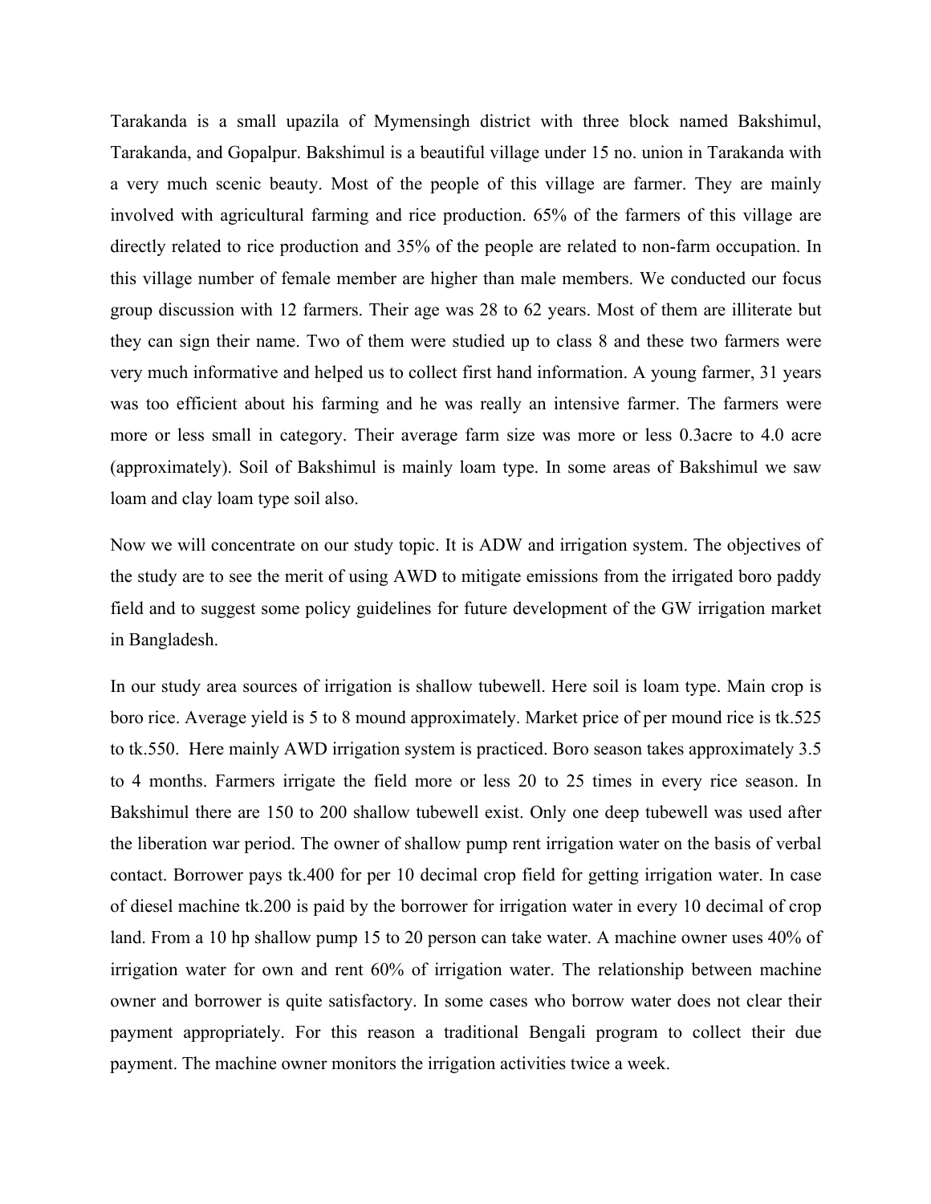Tarakanda is a small upazila of Mymensingh district with three block named Bakshimul, Tarakanda, and Gopalpur. Bakshimul is a beautiful village under 15 no. union in Tarakanda with a very much scenic beauty. Most of the people of this village are farmer. They are mainly involved with agricultural farming and rice production. 65% of the farmers of this village are directly related to rice production and 35% of the people are related to non-farm occupation. In this village number of female member are higher than male members. We conducted our focus group discussion with 12 farmers. Their age was 28 to 62 years. Most of them are illiterate but they can sign their name. Two of them were studied up to class 8 and these two farmers were very much informative and helped us to collect first hand information. A young farmer, 31 years was too efficient about his farming and he was really an intensive farmer. The farmers were more or less small in category. Their average farm size was more or less 0.3acre to 4.0 acre (approximately). Soil of Bakshimul is mainly loam type. In some areas of Bakshimul we saw loam and clay loam type soil also.

Now we will concentrate on our study topic. It is ADW and irrigation system. The objectives of the study are to see the merit of using AWD to mitigate emissions from the irrigated boro paddy field and to suggest some policy guidelines for future development of the GW irrigation market in Bangladesh.

In our study area sources of irrigation is shallow tubewell. Here soil is loam type. Main crop is boro rice. Average yield is 5 to 8 mound approximately. Market price of per mound rice is tk.525 to tk.550. Here mainly AWD irrigation system is practiced. Boro season takes approximately 3.5 to 4 months. Farmers irrigate the field more or less 20 to 25 times in every rice season. In Bakshimul there are 150 to 200 shallow tubewell exist. Only one deep tubewell was used after the liberation war period. The owner of shallow pump rent irrigation water on the basis of verbal contact. Borrower pays tk.400 for per 10 decimal crop field for getting irrigation water. In case of diesel machine tk.200 is paid by the borrower for irrigation water in every 10 decimal of crop land. From a 10 hp shallow pump 15 to 20 person can take water. A machine owner uses 40% of irrigation water for own and rent 60% of irrigation water. The relationship between machine owner and borrower is quite satisfactory. In some cases who borrow water does not clear their payment appropriately. For this reason a traditional Bengali program to collect their due payment. The machine owner monitors the irrigation activities twice a week.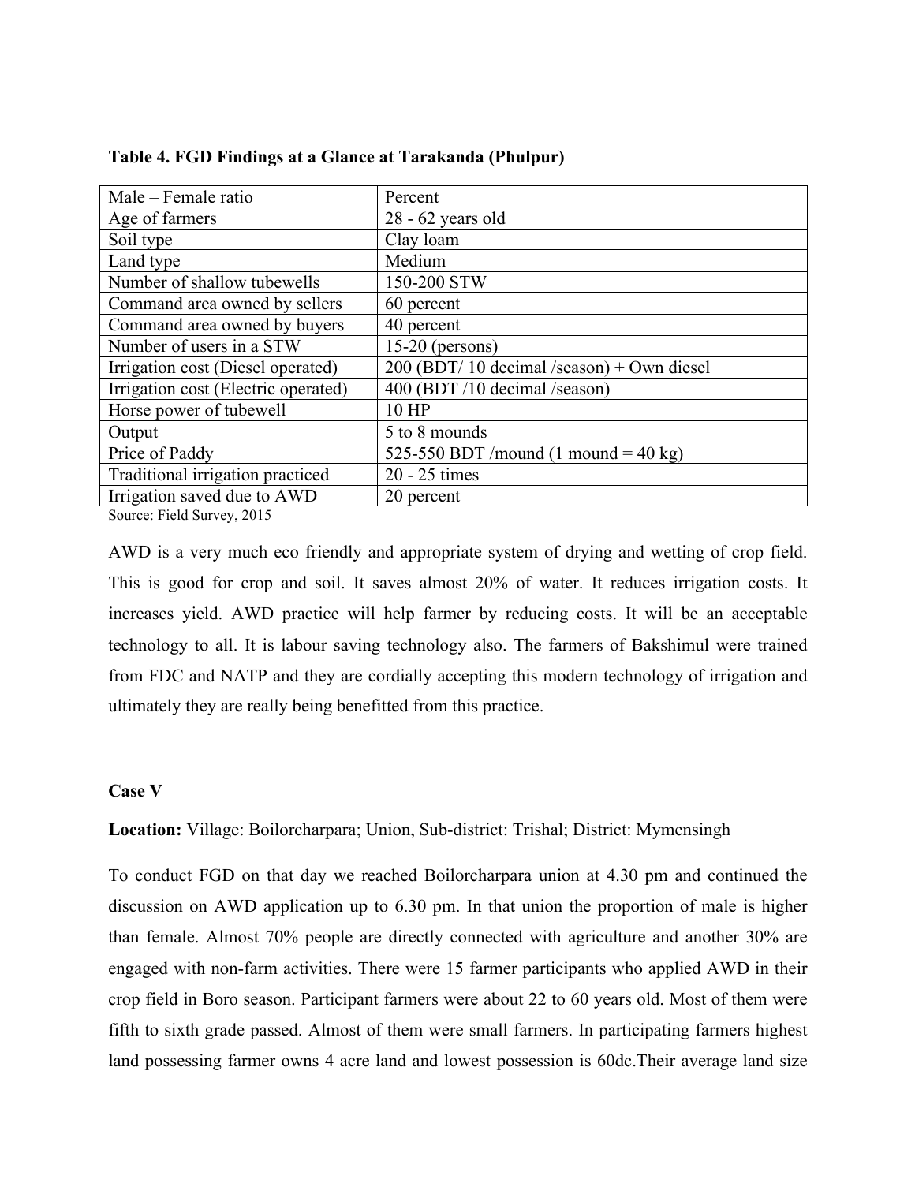**Table 4. FGD Findings at a Glance at Tarakanda (Phulpur)**

| Male – Female ratio | Percent |
|---|---|
| Age of farmers | 28 - 62 years old |
| Soil type | Clay loam |
| Land type | Medium |
| Number of shallow tubewells | 150-200 STW |
| Command area owned by sellers | 60 percent |
| Command area owned by buyers | 40 percent |
| Number of users in a STW | 15-20 (persons) |
| Irrigation cost (Diesel operated) | 200 (BDT/ 10 decimal /season) + Own diesel |
| Irrigation cost (Electric operated) | 400 (BDT /10 decimal /season) |
| Horse power of tubewell | 10 HP |
| Output | 5 to 8 mounds |
| Price of Paddy | 525-550 BDT /mound (1 mound = 40 kg) |
| Traditional irrigation practiced | 20 - 25 times |
| Irrigation saved due to AWD | 20 percent |

Source: Field Survey, 2015

AWD is a very much eco friendly and appropriate system of drying and wetting of crop field. This is good for crop and soil. It saves almost 20% of water. It reduces irrigation costs. It increases yield. AWD practice will help farmer by reducing costs. It will be an acceptable technology to all. It is labour saving technology also. The farmers of Bakshimul were trained from FDC and NATP and they are cordially accepting this modern technology of irrigation and ultimately they are really being benefitted from this practice.

**Case V**

**Location:** Village: Boilorcharpara; Union, Sub-district: Trishal; District: Mymensingh

To conduct FGD on that day we reached Boilorcharpara union at 4.30 pm and continued the discussion on AWD application up to 6.30 pm. In that union the proportion of male is higher than female. Almost 70% people are directly connected with agriculture and another 30% are engaged with non-farm activities. There were 15 farmer participants who applied AWD in their crop field in Boro season. Participant farmers were about 22 to 60 years old. Most of them were fifth to sixth grade passed. Almost of them were small farmers. In participating farmers highest land possessing farmer owns 4 acre land and lowest possession is 60dc.Their average land size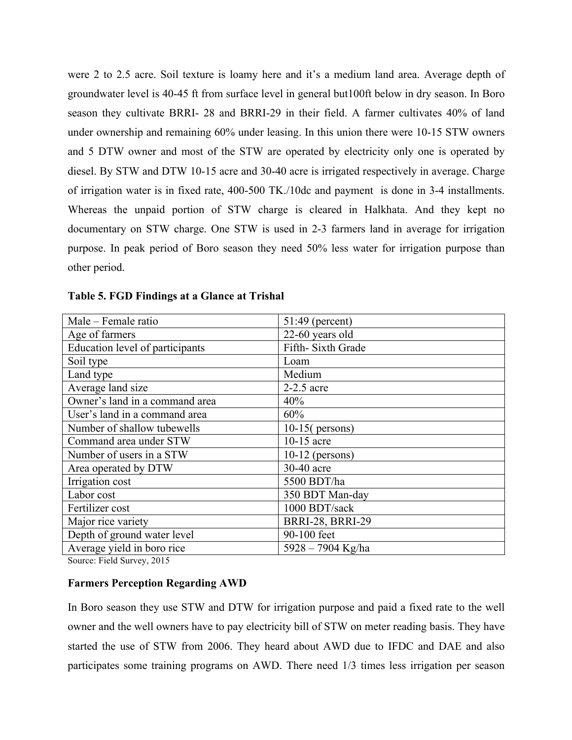were 2 to 2.5 acre. Soil texture is loamy here and it's a medium land area. Average depth of groundwater level is 40-45 ft from surface level in general but100ft below in dry season. In Boro season they cultivate BRRI- 28 and BRRI-29 in their field. A farmer cultivates 40% of land under ownership and remaining 60% under leasing. In this union there were 10-15 STW owners and 5 DTW owner and most of the STW are operated by electricity only one is operated by diesel. By STW and DTW 10-15 acre and 30-40 acre is irrigated respectively in average. Charge of irrigation water is in fixed rate, 400-500 TK./10dc and payment is done in 3-4 installments. Whereas the unpaid portion of STW charge is cleared in Halkhata. And they kept no documentary on STW charge. One STW is used in 2-3 farmers land in average for irrigation purpose. In peak period of Boro season they need 50% less water for irrigation purpose than other period.

**Table 5. FGD Findings at a Glance at Trishal**

| | |
|---|---|
| Male – Female ratio | 51:49 (percent) |
| Age of farmers | 22-60 years old |
| Education level of participants | Fifth- Sixth Grade |
| Soil type | Loam |
| Land type | Medium |
| Average land size | 2-2.5 acre |
| Owner's land in a command area | 40% |
| User's land in a command area | 60% |
| Number of shallow tubewells | 10-15( persons) |
| Command area under STW | 10-15 acre |
| Number of users in a STW | 10-12 (persons) |
| Area operated by DTW | 30-40 acre |
| Irrigation cost | 5500 BDT/ha |
| Labor cost | 350 BDT Man-day |
| Fertilizer cost | 1000 BDT/sack |
| Major rice variety | BRRI-28, BRRI-29 |
| Depth of ground water level | 90-100 feet |
| Average yield in boro rice | 5928 – 7904 Kg/ha |

Source: Field Survey, 2015

**Farmers Perception Regarding AWD**

In Boro season they use STW and DTW for irrigation purpose and paid a fixed rate to the well owner and the well owners have to pay electricity bill of STW on meter reading basis. They have started the use of STW from 2006. They heard about AWD due to IFDC and DAE and also participates some training programs on AWD. There need 1/3 times less irrigation per season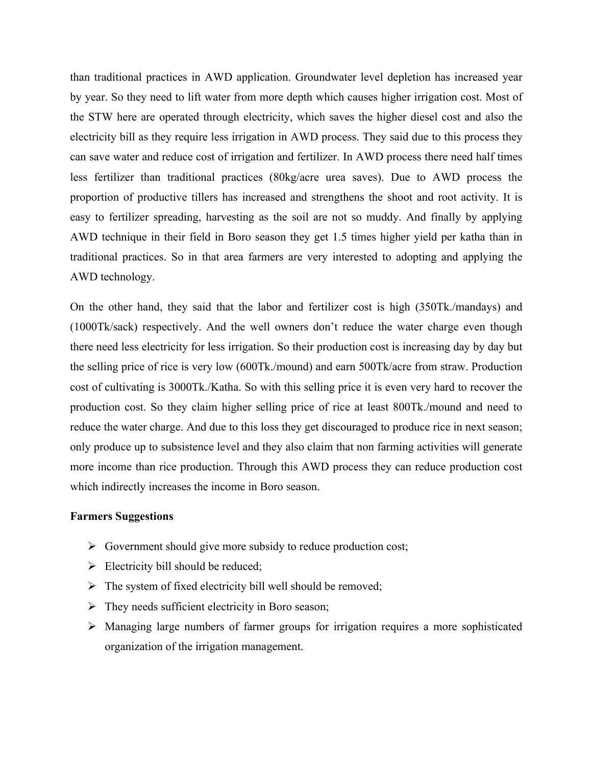than traditional practices in AWD application. Groundwater level depletion has increased year by year. So they need to lift water from more depth which causes higher irrigation cost. Most of the STW here are operated through electricity, which saves the higher diesel cost and also the electricity bill as they require less irrigation in AWD process. They said due to this process they can save water and reduce cost of irrigation and fertilizer. In AWD process there need half times less fertilizer than traditional practices (80kg/acre urea saves). Due to AWD process the proportion of productive tillers has increased and strengthens the shoot and root activity. It is easy to fertilizer spreading, harvesting as the soil are not so muddy. And finally by applying AWD technique in their field in Boro season they get 1.5 times higher yield per katha than in traditional practices. So in that area farmers are very interested to adopting and applying the AWD technology.

On the other hand, they said that the labor and fertilizer cost is high (350Tk./mandays) and (1000Tk/sack) respectively. And the well owners don't reduce the water charge even though there need less electricity for less irrigation. So their production cost is increasing day by day but the selling price of rice is very low (600Tk./mound) and earn 500Tk/acre from straw. Production cost of cultivating is 3000Tk./Katha. So with this selling price it is even very hard to recover the production cost. So they claim higher selling price of rice at least 800Tk./mound and need to reduce the water charge. And due to this loss they get discouraged to produce rice in next season; only produce up to subsistence level and they also claim that non farming activities will generate more income than rice production. Through this AWD process they can reduce production cost which indirectly increases the income in Boro season.

**Farmers Suggestions**

- Government should give more subsidy to reduce production cost;
- Electricity bill should be reduced;
- The system of fixed electricity bill well should be removed;
- They needs sufficient electricity in Boro season;
- Managing large numbers of farmer groups for irrigation requires a more sophisticated organization of the irrigation management.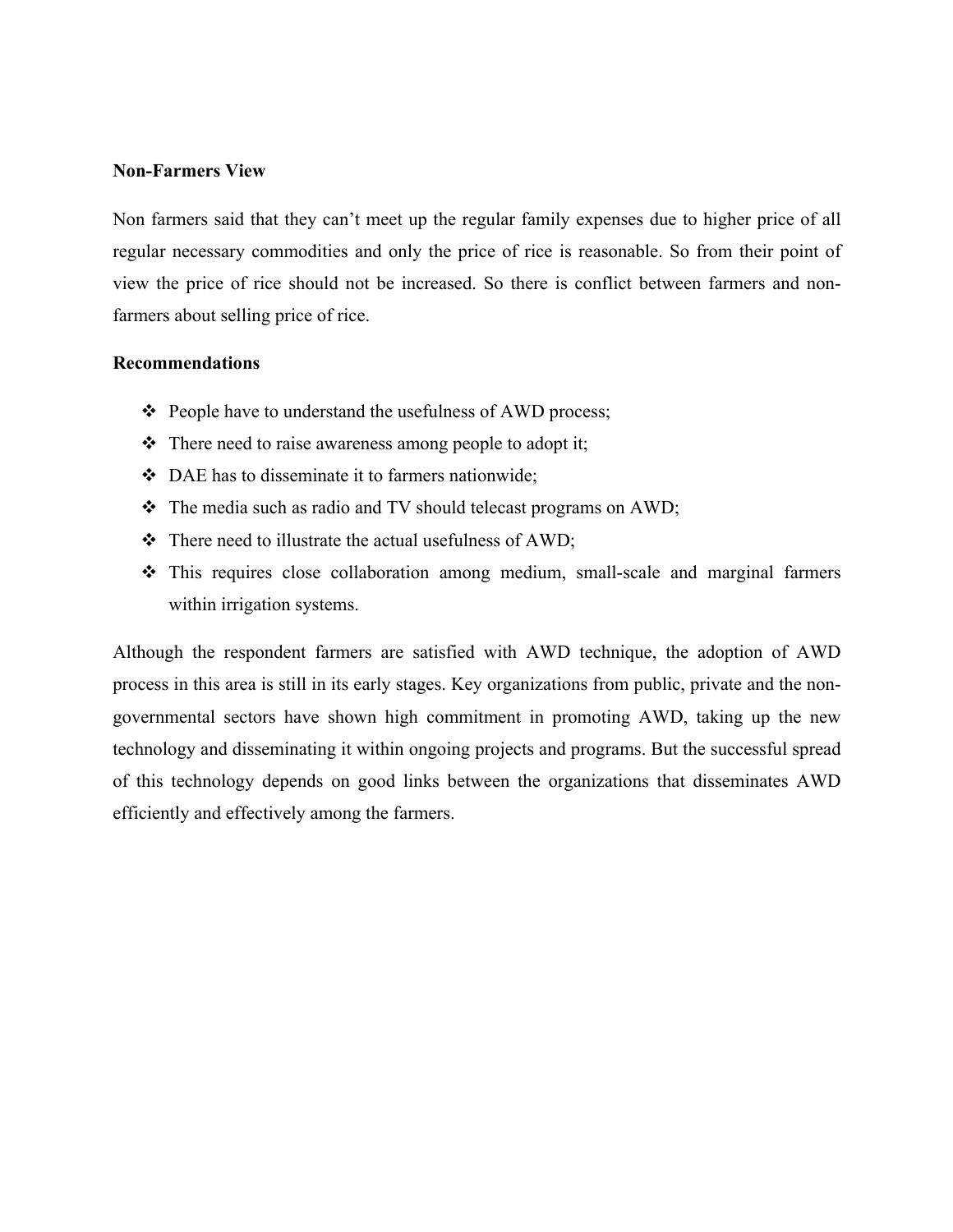**Non-Farmers View**

Non farmers said that they can't meet up the regular family expenses due to higher price of all regular necessary commodities and only the price of rice is reasonable. So from their point of view the price of rice should not be increased. So there is conflict between farmers and non-farmers about selling price of rice.

**Recommendations**

- People have to understand the usefulness of AWD process;
- There need to raise awareness among people to adopt it;
- DAE has to disseminate it to farmers nationwide;
- The media such as radio and TV should telecast programs on AWD;
- There need to illustrate the actual usefulness of AWD;
- This requires close collaboration among medium, small-scale and marginal farmers within irrigation systems.

Although the respondent farmers are satisfied with AWD technique, the adoption of AWD process in this area is still in its early stages. Key organizations from public, private and the non-governmental sectors have shown high commitment in promoting AWD, taking up the new technology and disseminating it within ongoing projects and programs. But the successful spread of this technology depends on good links between the organizations that disseminates AWD efficiently and effectively among the farmers.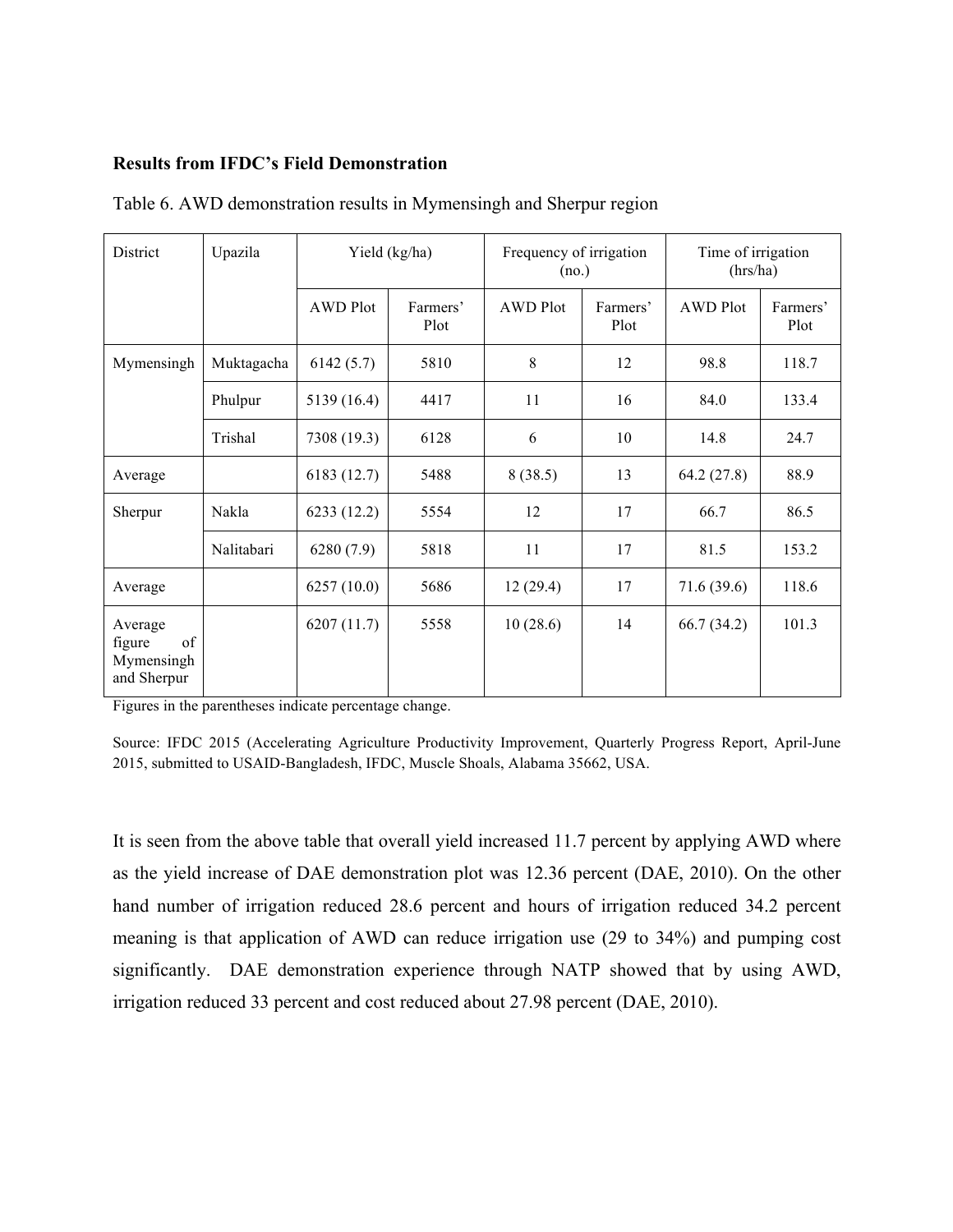**Results from IFDC's Field Demonstration**

Table 6. AWD demonstration results in Mymensingh and Sherpur region

| District | Upazila | Yield (kg/ha) | | Frequency of irrigation (no.) | | Time of irrigation (hrs/ha) | |
|---|---|---|---|---|---|---|---|
| | | AWD Plot | Farmers' Plot | AWD Plot | Farmers' Plot | AWD Plot | Farmers' Plot |
| Mymensingh | Muktagacha | 6142 (5.7) | 5810 | 8 | 12 | 98.8 | 118.7 |
| | Phulpur | 5139 (16.4) | 4417 | 11 | 16 | 84.0 | 133.4 |
| | Trishal | 7308 (19.3) | 6128 | 6 | 10 | 14.8 | 24.7 |
| Average | | 6183 (12.7) | 5488 | 8 (38.5) | 13 | 64.2 (27.8) | 88.9 |
| Sherpur | Nakla | 6233 (12.2) | 5554 | 12 | 17 | 66.7 | 86.5 |
| | Nalitabari | 6280 (7.9) | 5818 | 11 | 17 | 81.5 | 153.2 |
| Average | | 6257 (10.0) | 5686 | 12 (29.4) | 17 | 71.6 (39.6) | 118.6 |
| Average figure of Mymensingh and Sherpur | | 6207 (11.7) | 5558 | 10 (28.6) | 14 | 66.7 (34.2) | 101.3 |

Figures in the parentheses indicate percentage change.

Source: IFDC 2015 (Accelerating Agriculture Productivity Improvement, Quarterly Progress Report, April-June 2015, submitted to USAID-Bangladesh, IFDC, Muscle Shoals, Alabama 35662, USA.

It is seen from the above table that overall yield increased 11.7 percent by applying AWD where as the yield increase of DAE demonstration plot was 12.36 percent (DAE, 2010). On the other hand number of irrigation reduced 28.6 percent and hours of irrigation reduced 34.2 percent meaning is that application of AWD can reduce irrigation use (29 to 34%) and pumping cost significantly. DAE demonstration experience through NATP showed that by using AWD, irrigation reduced 33 percent and cost reduced about 27.98 percent (DAE, 2010).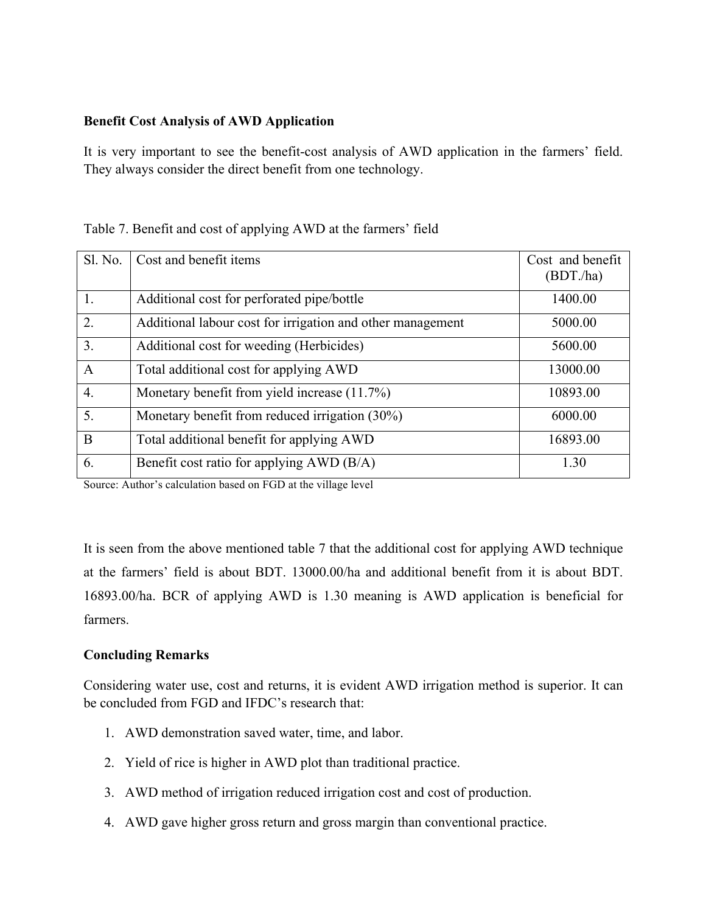**Benefit Cost Analysis of AWD Application**

It is very important to see the benefit-cost analysis of AWD application in the farmers' field. They always consider the direct benefit from one technology.

Table 7. Benefit and cost of applying AWD at the farmers' field

| Sl. No. | Cost and benefit items | Cost and benefit (BDT./ha) |
|---|---|---|
| 1. | Additional cost for perforated pipe/bottle | 1400.00 |
| 2. | Additional labour cost for irrigation and other management | 5000.00 |
| 3. | Additional cost for weeding (Herbicides) | 5600.00 |
| A | Total additional cost for applying AWD | 13000.00 |
| 4. | Monetary benefit from yield increase (11.7%) | 10893.00 |
| 5. | Monetary benefit from reduced irrigation (30%) | 6000.00 |
| B | Total additional benefit for applying AWD | 16893.00 |
| 6. | Benefit cost ratio for applying AWD (B/A) | 1.30 |

Source: Author's calculation based on FGD at the village level

It is seen from the above mentioned table 7 that the additional cost for applying AWD technique at the farmers' field is about BDT. 13000.00/ha and additional benefit from it is about BDT. 16893.00/ha. BCR of applying AWD is 1.30 meaning is AWD application is beneficial for farmers.

**Concluding Remarks**

Considering water use, cost and returns, it is evident AWD irrigation method is superior. It can be concluded from FGD and IFDC's research that:

1. AWD demonstration saved water, time, and labor.
2. Yield of rice is higher in AWD plot than traditional practice.
3. AWD method of irrigation reduced irrigation cost and cost of production.
4. AWD gave higher gross return and gross margin than conventional practice.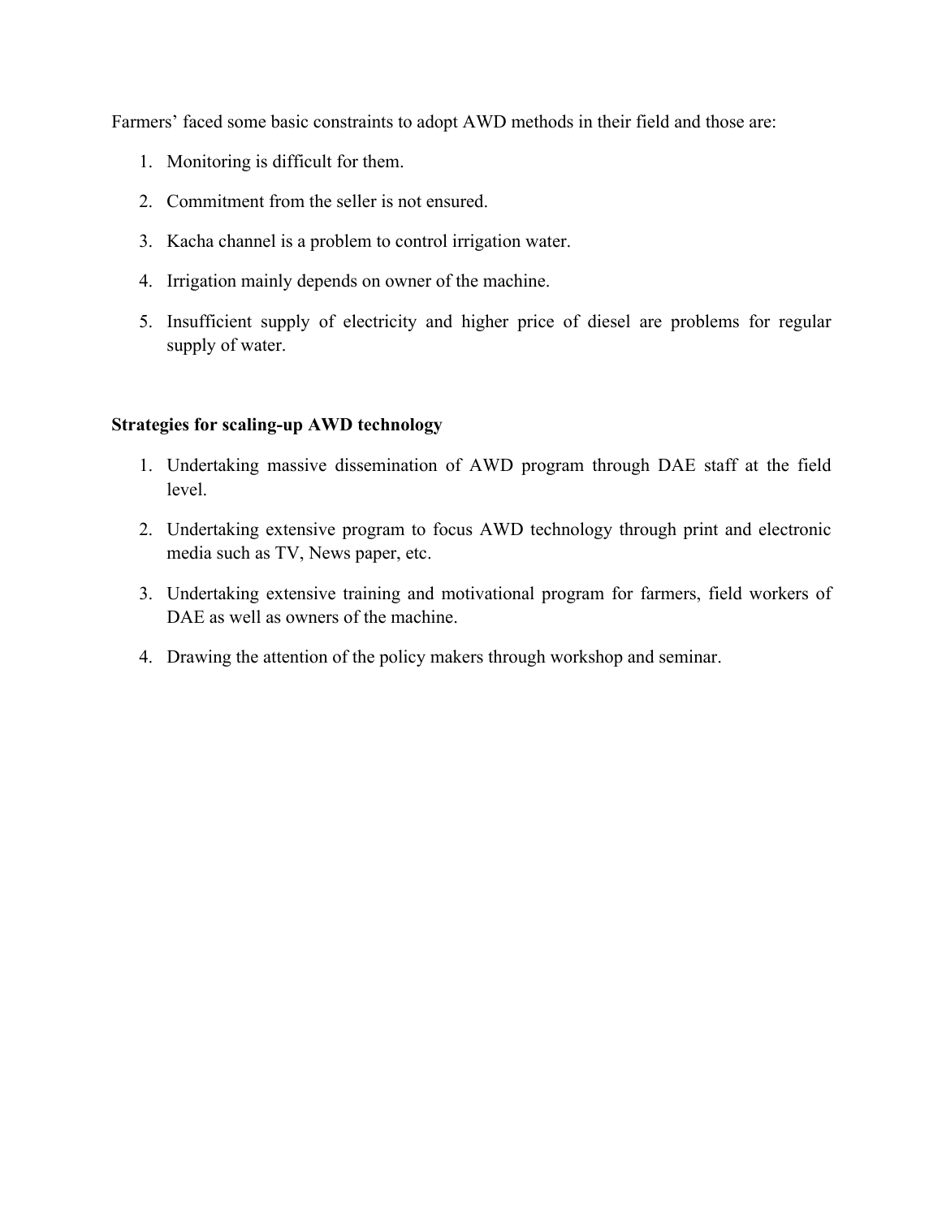Farmers' faced some basic constraints to adopt AWD methods in their field and those are:

1. Monitoring is difficult for them.
2. Commitment from the seller is not ensured.
3. Kacha channel is a problem to control irrigation water.
4. Irrigation mainly depends on owner of the machine.
5. Insufficient supply of electricity and higher price of diesel are problems for regular supply of water.

**Strategies for scaling-up AWD technology**

1. Undertaking massive dissemination of AWD program through DAE staff at the field level.
2. Undertaking extensive program to focus AWD technology through print and electronic media such as TV, News paper, etc.
3. Undertaking extensive training and motivational program for farmers, field workers of DAE as well as owners of the machine.
4. Drawing the attention of the policy makers through workshop and seminar.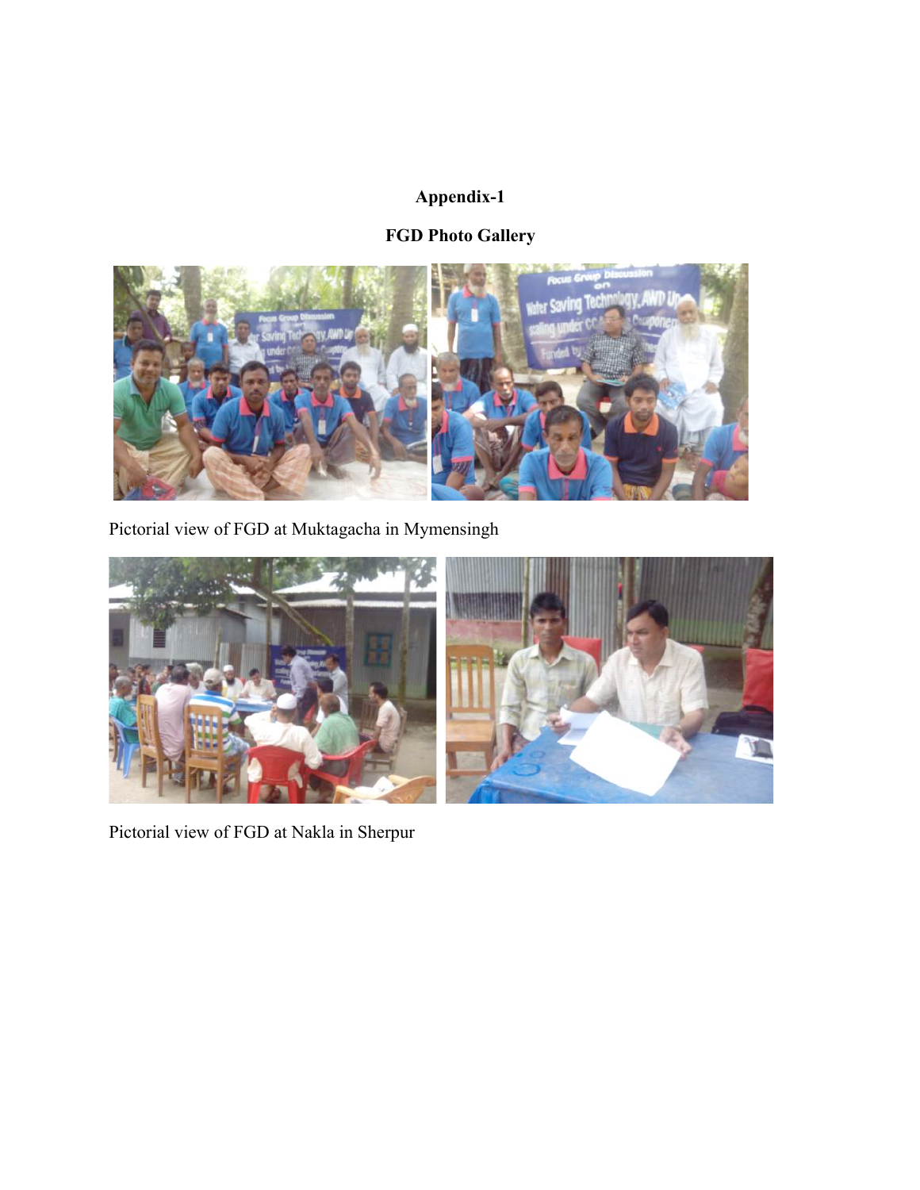# Appendix-1

## FGD Photo Gallery

Pictorial view of FGD at Muktagacha in Mymensingh

Pictorial view of FGD at Nakla in Sherpur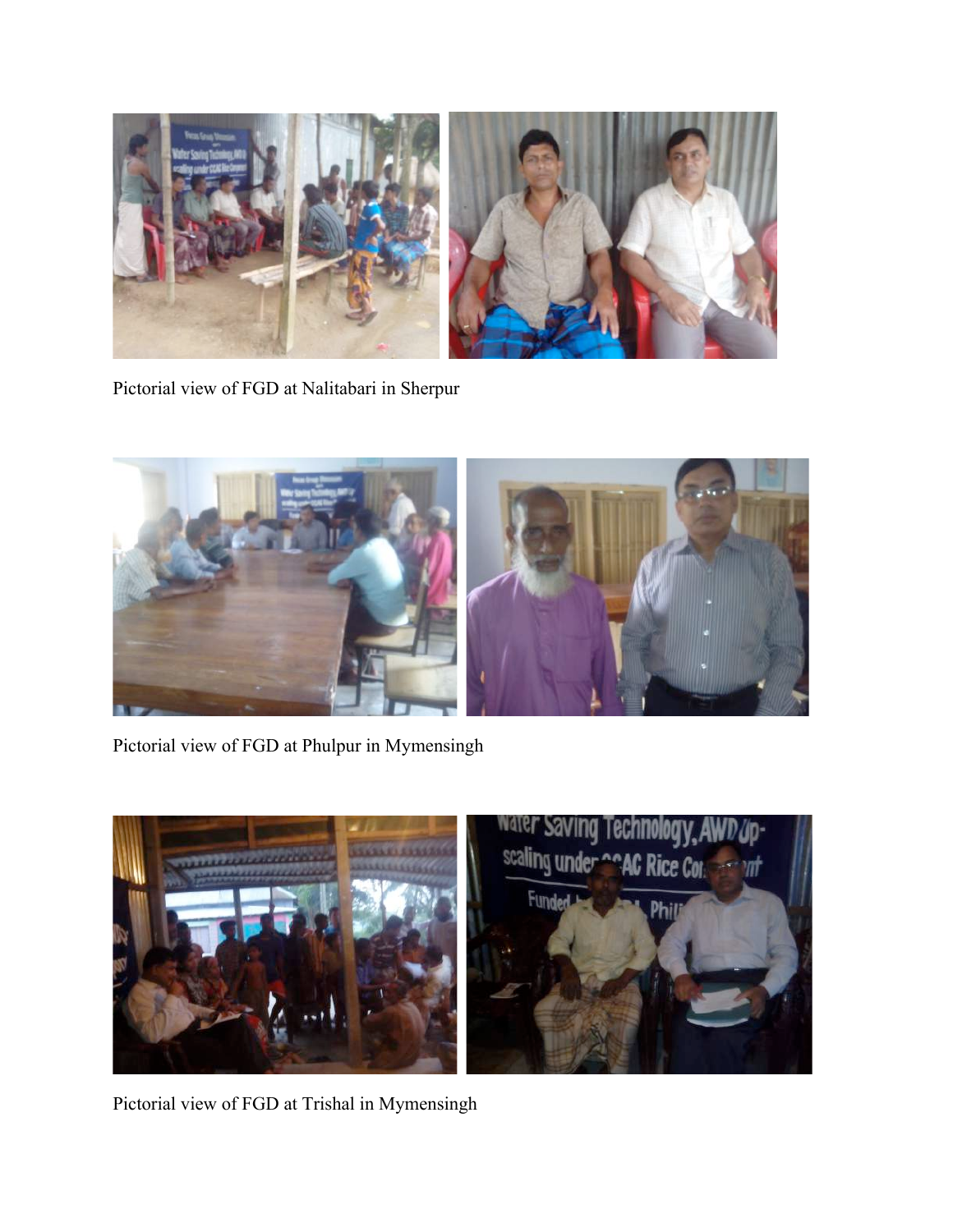Pictorial view of FGD at Nalitabari in Sherpur

Pictorial view of FGD at Phulpur in Mymensingh

Pictorial view of FGD at Trishal in Mymensingh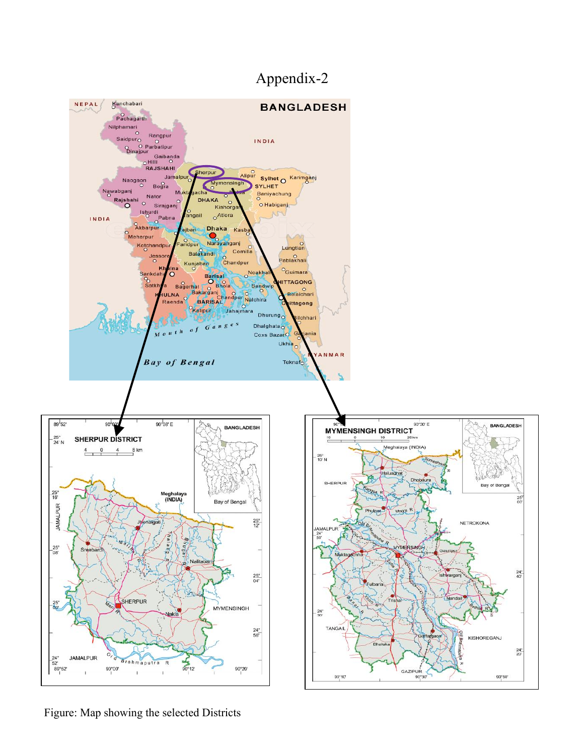# Appendix-2

Figure: Map showing the selected Districts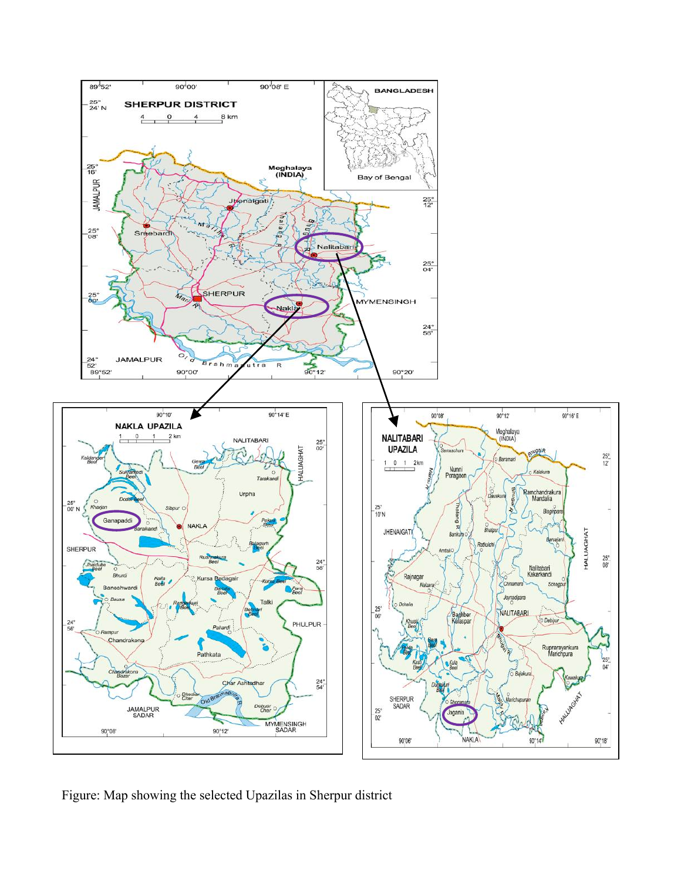Figure: Map showing the selected Upazilas in Sherpur district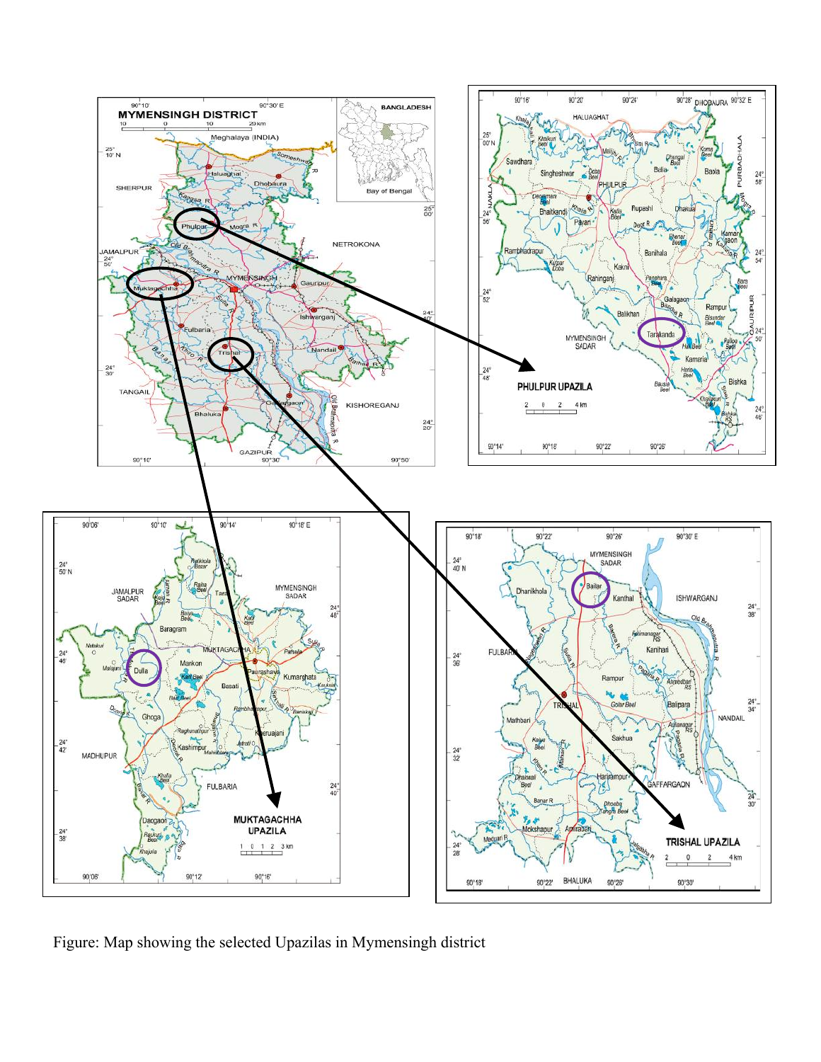Figure: Map showing the selected Upazilas in Mymensingh district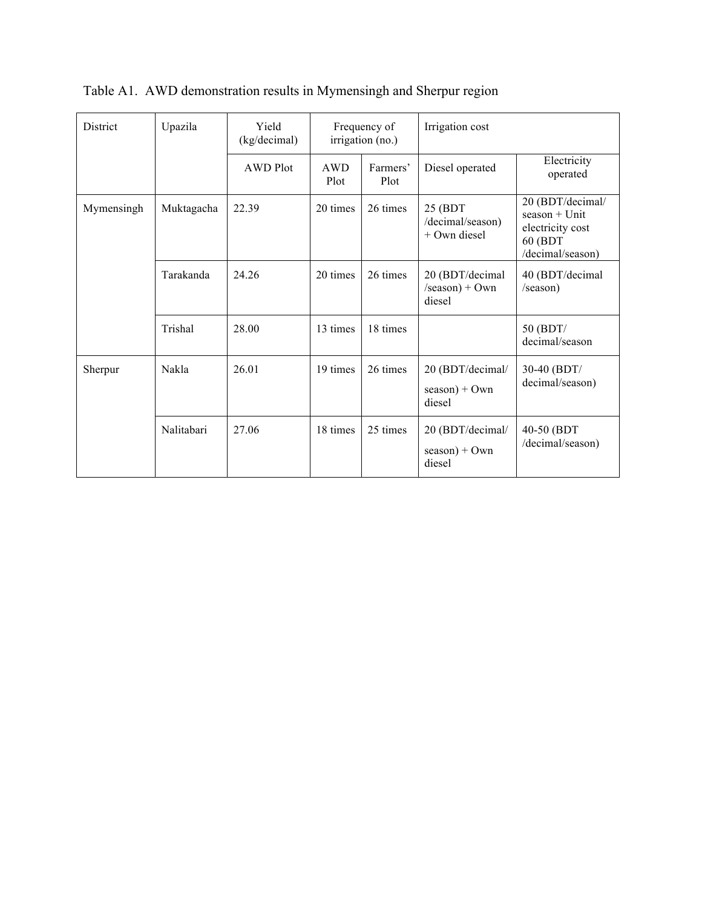Table A1. AWD demonstration results in Mymensingh and Sherpur region

| District | Upazila | Yield (kg/decimal) | Frequency of irrigation (no.) | | Irrigation cost | |
|---|---|---|---|---|---|---|
| | | AWD Plot | AWD Plot | Farmers' Plot | Diesel operated | Electricity operated |
| Mymensingh | Muktagacha | 22.39 | 20 times | 26 times | 25 (BDT /decimal/season) + Own diesel | 20 (BDT/decimal/ season + Unit electricity cost 60 (BDT /decimal/season) |
| | Tarakanda | 24.26 | 20 times | 26 times | 20 (BDT/decimal /season) + Own diesel | 40 (BDT/decimal /season) |
| | Trishal | 28.00 | 13 times | 18 times | | 50 (BDT/ decimal/season |
| Sherpur | Nakla | 26.01 | 19 times | 26 times | 20 (BDT/decimal/ season) + Own diesel | 30-40 (BDT/ decimal/season) |
| | Nalitabari | 27.06 | 18 times | 25 times | 20 (BDT/decimal/ season) + Own diesel | 40-50 (BDT /decimal/season) |